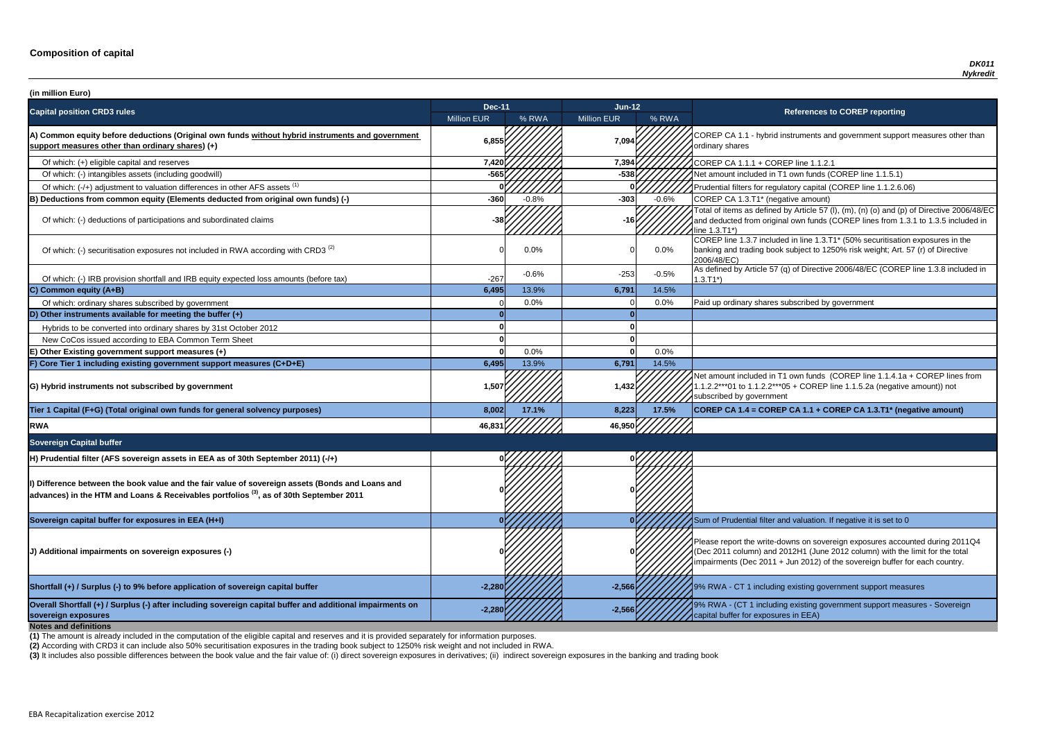# Composition of capital

*DK011*
*Nykredit*

**(in million Euro)**

| Capital position CRD3 rules | Dec-11 | | Jun-12 | | References to COREP reporting |
|---|---|---|---|---|---|
| | Million EUR | % RWA | Million EUR | % RWA | |
| **A) Common equity before deductions (Original own funds without hybrid instruments and government support measures other than ordinary shares) (+)** | **6,855** | | **7,094** | | COREP CA 1.1 - hybrid instruments and government support measures other than ordinary shares |
| Of which: (+) eligible capital and reserves | **7,420** | | **7,394** | | COREP CA 1.1.1 + COREP line 1.1.2.1 |
| Of which: (-) intangibles assets (including goodwill) | **-565** | | **-538** | | Net amount included in T1 own funds (COREP line 1.1.5.1) |
| Of which: (-/+) adjustment to valuation differences in other AFS assets [1] | **0** | | **0** | | Prudential filters for regulatory capital (COREP line 1.1.2.6.06) |
| **B) Deductions from common equity (Elements deducted from original own funds) (-)** | **-360** | -0.8% | **-303** | -0.6% | COREP CA 1.3.T1* (negative amount) |
| Of which: (-) deductions of participations and subordinated claims | **-38** | | **-16** | | Total of items as defined by Article 57 (l), (m), (n) (o) and (p) of Directive 2006/48/EC and deducted from original own funds (COREP lines from 1.3.1 to 1.3.5 included in line 1.3.T1*) |
| Of which: (-) securitisation exposures not included in RWA according with CRD3 [2] | 0 | 0.0% | 0 | 0.0% | COREP line 1.3.7 included in line 1.3.T1* (50% securitisation exposures in the banking and trading book subject to 1250% risk weight; Art. 57 (r) of Directive 2006/48/EC) |
| Of which: (-) IRB provision shortfall and IRB equity expected loss amounts (before tax) | -267 | -0.6% | -253 | -0.5% | As defined by Article 57 (q) of Directive 2006/48/EC (COREP line 1.3.8 included in 1.3.T1*) |
| **C) Common equity (A+B)** | **6,495** | 13.9% | **6,791** | 14.5% | |
| Of which: ordinary shares subscribed by government | 0 | 0.0% | 0 | 0.0% | Paid up ordinary shares subscribed by government |
| **D) Other instruments available for meeting the buffer (+)** | **0** | | **0** | | |
| Hybrids to be converted into ordinary shares by 31st October 2012 | **0** | | **0** | | |
| New CoCos issued according to EBA Common Term Sheet | **0** | | **0** | | |
| **E) Other Existing government support measures (+)** | **0** | 0.0% | **0** | 0.0% | |
| **F) Core Tier 1 including existing government support measures (C+D+E)** | **6,495** | 13.9% | **6,791** | 14.5% | |
| **G) Hybrid instruments not subscribed by government** | **1,507** | | **1,432** | | Net amount included in T1 own funds (COREP line 1.1.4.1a + COREP lines from 1.1.2.2***01 to 1.1.2.2***05 + COREP line 1.1.5.2a (negative amount)) not subscribed by government |
| **Tier 1 Capital (F+G) (Total original own funds for general solvency purposes)** | **8,002** | **17.1%** | **8,223** | **17.5%** | **COREP CA 1.4 = COREP CA 1.1 + COREP CA 1.3.T1* (negative amount)** |
| **RWA** | **46,831** | | **46,950** | | |
| **Sovereign Capital buffer** | | | | | |
| **H) Prudential filter (AFS sovereign assets in EEA as of 30th September 2011) (-/+)** | **0** | | **0** | | |
| **I) Difference between the book value and the fair value of sovereign assets (Bonds and Loans and advances) in the HTM and Loans & Receivables portfolios [3], as of 30th September 2011** | **0** | | **0** | | |
| **Sovereign capital buffer for exposures in EEA (H+I)** | **0** | | **0** | | Sum of Prudential filter and valuation. If negative it is set to 0 |
| **J) Additional impairments on sovereign exposures (-)** | **0** | | **0** | | Please report the write-downs on sovereign exposures accounted during 2011Q4 (Dec 2011 column) and 2012H1 (June 2012 column) with the limit for the total impairments (Dec 2011 + Jun 2012) of the sovereign buffer for each country. |
| **Shortfall (+) / Surplus (-) to 9% before application of sovereign capital buffer** | **-2,280** | | **-2,566** | | 9% RWA - CT 1 including existing government support measures |
| **Overall Shortfall (+) / Surplus (-) after including sovereign capital buffer and additional impairments on sovereign exposures** | **-2,280** | | **-2,566** | | 9% RWA - (CT 1 including existing government support measures - Sovereign capital buffer for exposures in EEA) |

**Notes and definitions**

**(1)** The amount is already included in the computation of the eligible capital and reserves and it is provided separately for information purposes.

**(2)** According with CRD3 it can include also 50% securitisation exposures in the trading book subject to 1250% risk weight and not included in RWA.

**(3)** It includes also possible differences between the book value and the fair value of: (i) direct sovereign exposures in derivatives; (ii) indirect sovereign exposures in the banking and trading book

EBA Recapitalization exercise 2012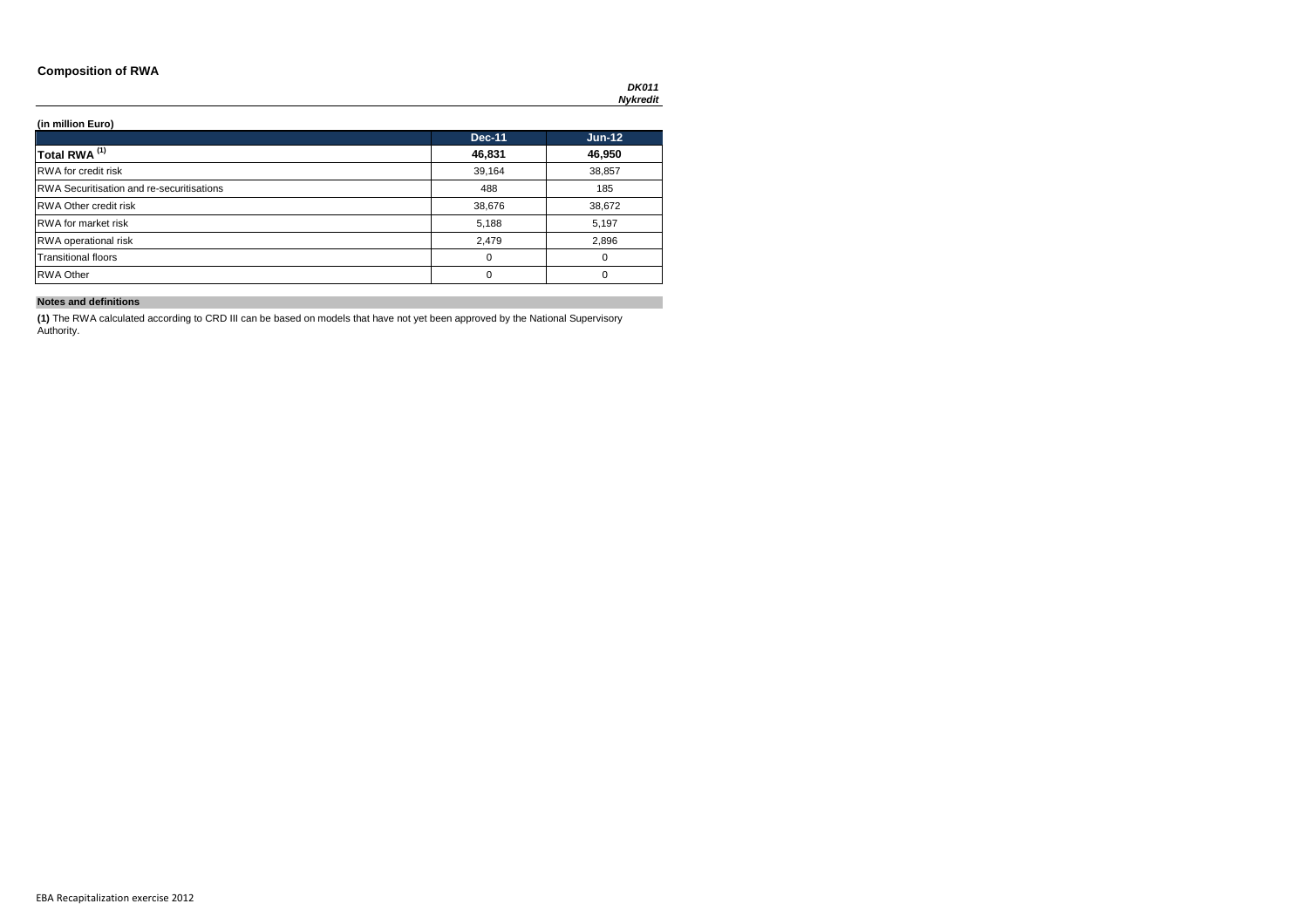## Composition of RWA

***DK011***
***Nykredit***

**(in million Euro)**

| | Dec-11 | Jun-12 |
|---|---|---|
| **Total RWA [1]** | **46,831** | **46,950** |
| RWA for credit risk | 39,164 | 38,857 |
| RWA Securitisation and re-securitisations | 488 | 185 |
| RWA Other credit risk | 38,676 | 38,672 |
| RWA for market risk | 5,188 | 5,197 |
| RWA operational risk | 2,479 | 2,896 |
| Transitional floors | 0 | 0 |
| RWA Other | 0 | 0 |

**Notes and definitions**

**(1)** The RWA calculated according to CRD III can be based on models that have not yet been approved by the National Supervisory Authority.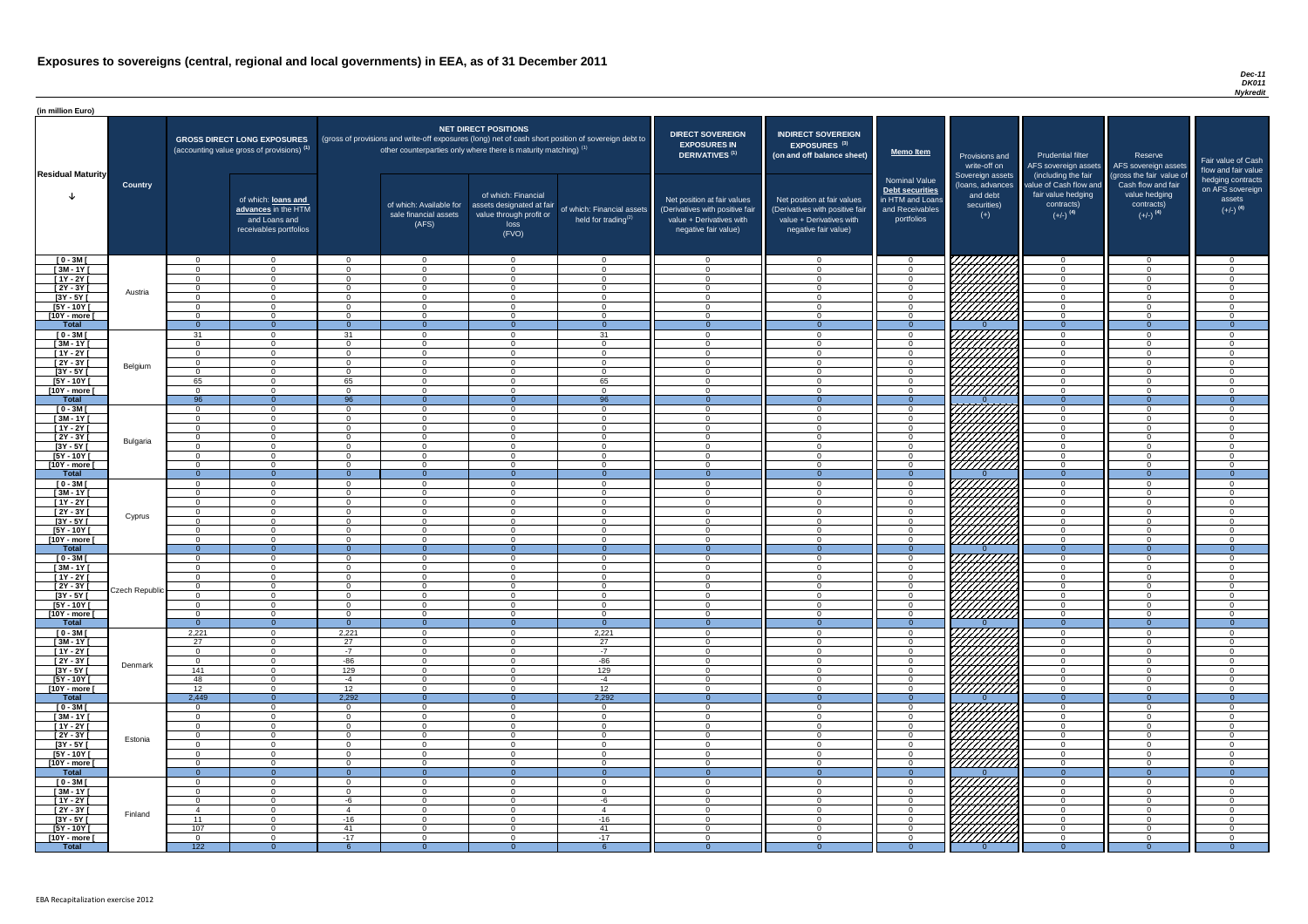# Exposures to sovereigns (central, regional and local governments) in EEA, as of 31 December 2011

*Dec-11*
*DK011*
*Nykredit*

(in million Euro)

| Residual Maturity | Country | GROSS DIRECT LONG EXPOSURES (accounting value gross of provisions) (1) | of which: loans and advances in the HTM and Loans and receivables portfolios | NET DIRECT POSITIONS (gross of provisions and write-off exposures (long) net of cash short position of sovereign debt to other counterparties only where there is maturity matching) (1) | of which: Available for sale financial assets (AFS) | of which: Financial assets designated at fair value through profit or loss (FVO) | of which: Financial assets held for trading (2) | DIRECT SOVEREIGN EXPOSURES IN DERIVATIVES (1) Net position at fair values (Derivatives with positive fair value + Derivatives with negative fair value) | INDIRECT SOVEREIGN EXPOSURES (3) (on and off balance sheet) Net position at fair values (Derivatives with positive fair value + Derivatives with negative fair value) | Memo Item Nominal Value Debt securities in HTM and Loans and Receivables portfolios | Provisions and write-off on Sovereign assets (loans, advances and debt securities) (+) | Prudential filter AFS sovereign assets (including the fair value of Cash flow and fair value hedging contracts) (+/-) (4) | Reserve AFS sovereign assets (gross the fair value of Cash flow and fair value hedging contracts) (+/-) (4) | Fair value of Cash flow and fair value hedging contracts on AFS sovereign assets (+/-) (4) |
|---|---|---|---|---|---|---|---|---|---|---|---|---|---|---|
| [ 0 - 3M [ | Austria | 0 | 0 | 0 | 0 | 0 | 0 | 0 | 0 | 0 | | 0 | 0 | 0 |
| [ 3M - 1Y [ | | 0 | 0 | 0 | 0 | 0 | 0 | 0 | 0 | 0 | | 0 | 0 | 0 |
| [ 1Y - 2Y [ | | 0 | 0 | 0 | 0 | 0 | 0 | 0 | 0 | 0 | | 0 | 0 | 0 |
| [ 2Y - 3Y [ | | 0 | 0 | 0 | 0 | 0 | 0 | 0 | 0 | 0 | | 0 | 0 | 0 |
| [3Y - 5Y [ | | 0 | 0 | 0 | 0 | 0 | 0 | 0 | 0 | 0 | | 0 | 0 | 0 |
| [5Y - 10Y [ | | 0 | 0 | 0 | 0 | 0 | 0 | 0 | 0 | 0 | | 0 | 0 | 0 |
| [10Y - more [ | | 0 | 0 | 0 | 0 | 0 | 0 | 0 | 0 | 0 | | 0 | 0 | 0 |
| Total | | 0 | 0 | 0 | 0 | 0 | 0 | 0 | 0 | 0 | 0 | 0 | 0 | 0 |
| [ 0 - 3M [ | Belgium | 31 | 0 | 31 | 0 | 0 | 31 | 0 | 0 | 0 | | 0 | 0 | 0 |
| [ 3M - 1Y [ | | 0 | 0 | 0 | 0 | 0 | 0 | 0 | 0 | 0 | | 0 | 0 | 0 |
| [ 1Y - 2Y [ | | 0 | 0 | 0 | 0 | 0 | 0 | 0 | 0 | 0 | | 0 | 0 | 0 |
| [ 2Y - 3Y [ | | 0 | 0 | 0 | 0 | 0 | 0 | 0 | 0 | 0 | | 0 | 0 | 0 |
| [3Y - 5Y [ | | 0 | 0 | 0 | 0 | 0 | 0 | 0 | 0 | 0 | | 0 | 0 | 0 |
| [5Y - 10Y [ | | 65 | 0 | 65 | 0 | 0 | 65 | 0 | 0 | 0 | | 0 | 0 | 0 |
| [10Y - more [ | | 0 | 0 | 0 | 0 | 0 | 0 | 0 | 0 | 0 | | 0 | 0 | 0 |
| Total | | 96 | 0 | 96 | 0 | 0 | 96 | 0 | 0 | 0 | 0 | 0 | 0 | 0 |
| [ 0 - 3M [ | Bulgaria | 0 | 0 | 0 | 0 | 0 | 0 | 0 | 0 | 0 | | 0 | 0 | 0 |
| [ 3M - 1Y [ | | 0 | 0 | 0 | 0 | 0 | 0 | 0 | 0 | 0 | | 0 | 0 | 0 |
| [ 1Y - 2Y [ | | 0 | 0 | 0 | 0 | 0 | 0 | 0 | 0 | 0 | | 0 | 0 | 0 |
| [ 2Y - 3Y [ | | 0 | 0 | 0 | 0 | 0 | 0 | 0 | 0 | 0 | | 0 | 0 | 0 |
| [3Y - 5Y [ | | 0 | 0 | 0 | 0 | 0 | 0 | 0 | 0 | 0 | | 0 | 0 | 0 |
| [5Y - 10Y [ | | 0 | 0 | 0 | 0 | 0 | 0 | 0 | 0 | 0 | | 0 | 0 | 0 |
| [10Y - more [ | | 0 | 0 | 0 | 0 | 0 | 0 | 0 | 0 | 0 | | 0 | 0 | 0 |
| Total | | 0 | 0 | 0 | 0 | 0 | 0 | 0 | 0 | 0 | 0 | 0 | 0 | 0 |
| [ 0 - 3M [ | Cyprus | 0 | 0 | 0 | 0 | 0 | 0 | 0 | 0 | 0 | | 0 | 0 | 0 |
| [ 3M - 1Y [ | | 0 | 0 | 0 | 0 | 0 | 0 | 0 | 0 | 0 | | 0 | 0 | 0 |
| [ 1Y - 2Y [ | | 0 | 0 | 0 | 0 | 0 | 0 | 0 | 0 | 0 | | 0 | 0 | 0 |
| [ 2Y - 3Y [ | | 0 | 0 | 0 | 0 | 0 | 0 | 0 | 0 | 0 | | 0 | 0 | 0 |
| [3Y - 5Y [ | | 0 | 0 | 0 | 0 | 0 | 0 | 0 | 0 | 0 | | 0 | 0 | 0 |
| [5Y - 10Y [ | | 0 | 0 | 0 | 0 | 0 | 0 | 0 | 0 | 0 | | 0 | 0 | 0 |
| [10Y - more [ | | 0 | 0 | 0 | 0 | 0 | 0 | 0 | 0 | 0 | | 0 | 0 | 0 |
| Total | | 0 | 0 | 0 | 0 | 0 | 0 | 0 | 0 | 0 | 0 | 0 | 0 | 0 |
| [ 0 - 3M [ | Czech Republic | 0 | 0 | 0 | 0 | 0 | 0 | 0 | 0 | 0 | | 0 | 0 | 0 |
| [ 3M - 1Y [ | | 0 | 0 | 0 | 0 | 0 | 0 | 0 | 0 | 0 | | 0 | 0 | 0 |
| [ 1Y - 2Y [ | | 0 | 0 | 0 | 0 | 0 | 0 | 0 | 0 | 0 | | 0 | 0 | 0 |
| [ 2Y - 3Y [ | | 0 | 0 | 0 | 0 | 0 | 0 | 0 | 0 | 0 | | 0 | 0 | 0 |
| [3Y - 5Y [ | | 0 | 0 | 0 | 0 | 0 | 0 | 0 | 0 | 0 | | 0 | 0 | 0 |
| [5Y - 10Y [ | | 0 | 0 | 0 | 0 | 0 | 0 | 0 | 0 | 0 | | 0 | 0 | 0 |
| [10Y - more [ | | 0 | 0 | 0 | 0 | 0 | 0 | 0 | 0 | 0 | | 0 | 0 | 0 |
| Total | | 0 | 0 | 0 | 0 | 0 | 0 | 0 | 0 | 0 | 0 | 0 | 0 | 0 |
| [ 0 - 3M [ | Denmark | 2,221 | 0 | 2,221 | 0 | 0 | 2,221 | 0 | 0 | 0 | | 0 | 0 | 0 |
| [ 3M - 1Y [ | | 27 | 0 | 27 | 0 | 0 | 27 | 0 | 0 | 0 | | 0 | 0 | 0 |
| [ 1Y - 2Y [ | | 0 | 0 | -7 | 0 | 0 | -7 | 0 | 0 | 0 | | 0 | 0 | 0 |
| [ 2Y - 3Y [ | | 0 | 0 | -86 | 0 | 0 | -86 | 0 | 0 | 0 | | 0 | 0 | 0 |
| [3Y - 5Y [ | | 141 | 0 | 129 | 0 | 0 | 129 | 0 | 0 | 0 | | 0 | 0 | 0 |
| [5Y - 10Y [ | | 48 | 0 | -4 | 0 | 0 | -4 | 0 | 0 | 0 | | 0 | 0 | 0 |
| [10Y - more [ | | 12 | 0 | 12 | 0 | 0 | 12 | 0 | 0 | 0 | | 0 | 0 | 0 |
| Total | | 2,449 | 0 | 2,292 | 0 | 0 | 2,292 | 0 | 0 | 0 | 0 | 0 | 0 | 0 |
| [ 0 - 3M [ | Estonia | 0 | 0 | 0 | 0 | 0 | 0 | 0 | 0 | 0 | | 0 | 0 | 0 |
| [ 3M - 1Y [ | | 0 | 0 | 0 | 0 | 0 | 0 | 0 | 0 | 0 | | 0 | 0 | 0 |
| [ 1Y - 2Y [ | | 0 | 0 | 0 | 0 | 0 | 0 | 0 | 0 | 0 | | 0 | 0 | 0 |
| [ 2Y - 3Y [ | | 0 | 0 | 0 | 0 | 0 | 0 | 0 | 0 | 0 | | 0 | 0 | 0 |
| [3Y - 5Y [ | | 0 | 0 | 0 | 0 | 0 | 0 | 0 | 0 | 0 | | 0 | 0 | 0 |
| [5Y - 10Y [ | | 0 | 0 | 0 | 0 | 0 | 0 | 0 | 0 | 0 | | 0 | 0 | 0 |
| [10Y - more [ | | 0 | 0 | 0 | 0 | 0 | 0 | 0 | 0 | 0 | | 0 | 0 | 0 |
| Total | | 0 | 0 | 0 | 0 | 0 | 0 | 0 | 0 | 0 | 0 | 0 | 0 | 0 |
| [ 0 - 3M [ | Finland | 0 | 0 | 0 | 0 | 0 | 0 | 0 | 0 | 0 | | 0 | 0 | 0 |
| [ 3M - 1Y [ | | 0 | 0 | 0 | 0 | 0 | 0 | 0 | 0 | 0 | | 0 | 0 | 0 |
| [ 1Y - 2Y [ | | 0 | 0 | -6 | 0 | 0 | -6 | 0 | 0 | 0 | | 0 | 0 | 0 |
| [ 2Y - 3Y [ | | 4 | 0 | 4 | 0 | 0 | 4 | 0 | 0 | 0 | | 0 | 0 | 0 |
| [3Y - 5Y [ | | 11 | 0 | -16 | 0 | 0 | -16 | 0 | 0 | 0 | | 0 | 0 | 0 |
| [5Y - 10Y [ | | 107 | 0 | 41 | 0 | 0 | 41 | 0 | 0 | 0 | | 0 | 0 | 0 |
| [10Y - more [ | | 0 | 0 | -17 | 0 | 0 | -17 | 0 | 0 | 0 | | 0 | 0 | 0 |
| Total | | 122 | 0 | 6 | 0 | 0 | 6 | 0 | 0 | 0 | 0 | 0 | 0 | 0 |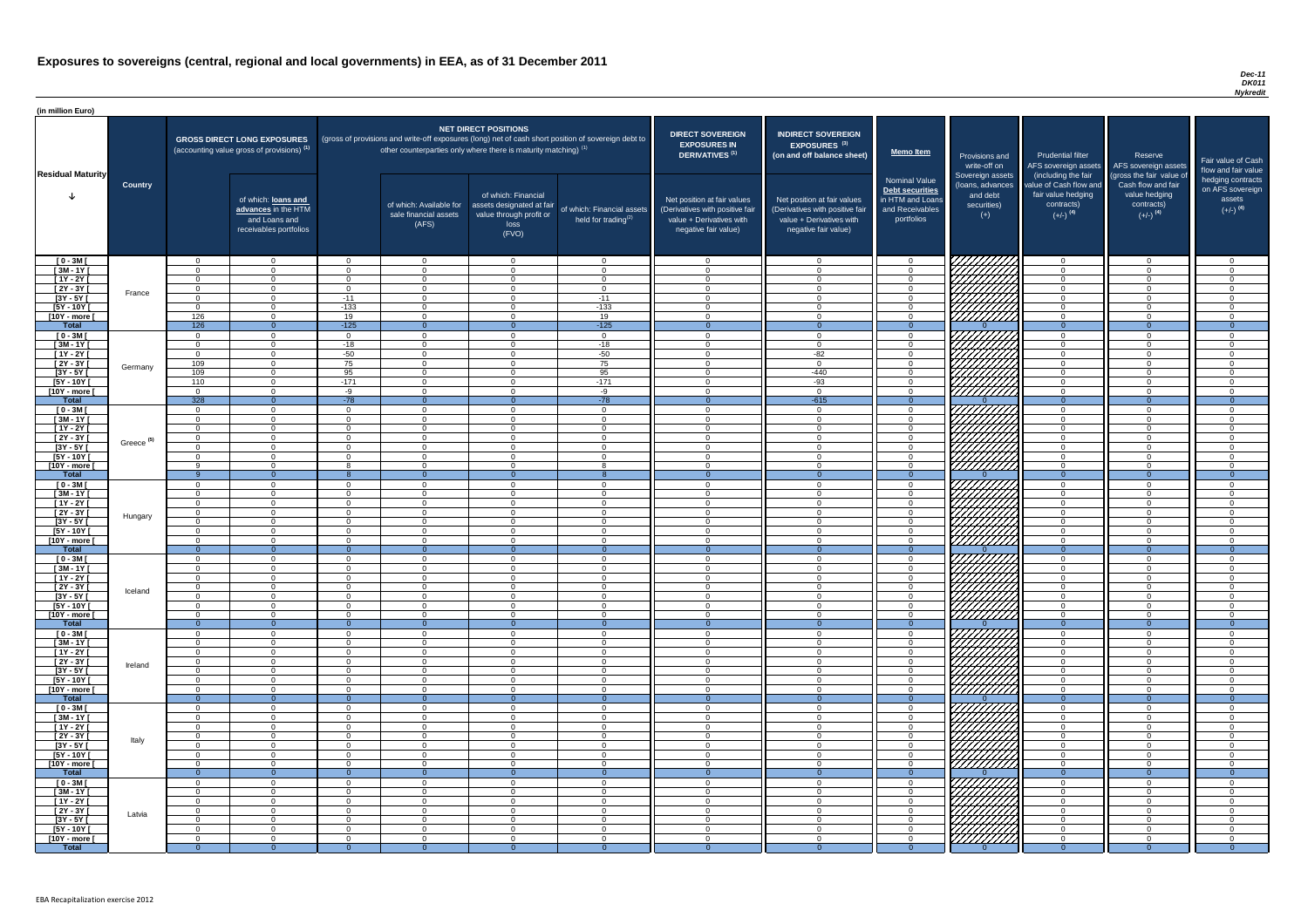# Exposures to sovereigns (central, regional and local governments) in EEA, as of 31 December 2011

*Dec-11*
*DK011*
*Nykredit*

(in million Euro)

| Residual Maturity | Country | GROSS DIRECT LONG EXPOSURES (accounting value gross of provisions) (1) | of which: loans and advances in the HTM and Loans and receivables portfolios | NET DIRECT POSITIONS (gross of provisions and write-off exposures (long) net of cash short position of sovereign debt to other counterparties only where there is maturity matching) (1) | of which: Available for sale financial assets (AFS) | of which: Financial assets designated at fair value through profit or loss (FVO) | of which: Financial assets held for trading (2) | DIRECT SOVEREIGN EXPOSURES IN DERIVATIVES (1) Net position at fair values (Derivatives with positive fair value + Derivatives with negative fair value) | INDIRECT SOVEREIGN EXPOSURES (3) (on and off balance sheet) Net position at fair values (Derivatives with positive fair value + Derivatives with negative fair value) | Memo Item Nominal Value Debt securities in HTM and Loans and Receivables portfolios | Provisions and write-off on Sovereign assets (loans, advances and debt securities) (+) | Prudential filter AFS sovereign assets (including the fair value of Cash flow and fair value hedging contracts) (+/-) (4) | Reserve AFS sovereign assets (gross the fair value of Cash flow and fair value hedging contracts) (+/-) (4) | Fair value of Cash flow and fair value hedging contracts on AFS sovereign assets (+/-) (4) |
|---|---|---|---|---|---|---|---|---|---|---|---|---|---|---|
| [ 0 - 3M [ | France | 0 | 0 | 0 | 0 | 0 | 0 | 0 | 0 | 0 | | 0 | 0 | 0 |
| [ 3M - 1Y [ | | 0 | 0 | 0 | 0 | 0 | 0 | 0 | 0 | 0 | | 0 | 0 | 0 |
| [ 1Y - 2Y [ | | 0 | 0 | 0 | 0 | 0 | 0 | 0 | 0 | 0 | | 0 | 0 | 0 |
| [ 2Y - 3Y [ | | 0 | 0 | 0 | 0 | 0 | 0 | 0 | 0 | 0 | | 0 | 0 | 0 |
| [3Y - 5Y [ | | 0 | 0 | -11 | 0 | 0 | -11 | 0 | 0 | 0 | | 0 | 0 | 0 |
| [5Y - 10Y [ | | 0 | 0 | -133 | 0 | 0 | -133 | 0 | 0 | 0 | | 0 | 0 | 0 |
| [10Y - more [ | | 126 | 0 | 19 | 0 | 0 | 19 | 0 | 0 | 0 | | 0 | 0 | 0 |
| **Total** | | 126 | 0 | -125 | 0 | 0 | -125 | 0 | 0 | 0 | 0 | 0 | 0 | 0 |
| [ 0 - 3M [ | Germany | 0 | 0 | 0 | 0 | 0 | 0 | 0 | 0 | 0 | | 0 | 0 | 0 |
| [ 3M - 1Y [ | | 0 | 0 | -18 | 0 | 0 | -18 | 0 | 0 | 0 | | 0 | 0 | 0 |
| [ 1Y - 2Y [ | | 0 | 0 | -50 | 0 | 0 | -50 | 0 | -82 | 0 | | 0 | 0 | 0 |
| [ 2Y - 3Y [ | | 109 | 0 | 75 | 0 | 0 | 75 | 0 | 0 | 0 | | 0 | 0 | 0 |
| [3Y - 5Y [ | | 109 | 0 | 95 | 0 | 0 | 95 | 0 | -440 | 0 | | 0 | 0 | 0 |
| [5Y - 10Y [ | | 110 | 0 | -171 | 0 | 0 | -171 | 0 | -93 | 0 | | 0 | 0 | 0 |
| [10Y - more [ | | 0 | 0 | -9 | 0 | 0 | -9 | 0 | 0 | 0 | | 0 | 0 | 0 |
| **Total** | | 328 | 0 | -78 | 0 | 0 | -78 | 0 | -615 | 0 | 0 | 0 | 0 | 0 |
| [ 0 - 3M [ | Greece (5) | 0 | 0 | 0 | 0 | 0 | 0 | 0 | 0 | 0 | | 0 | 0 | 0 |
| [ 3M - 1Y [ | | 0 | 0 | 0 | 0 | 0 | 0 | 0 | 0 | 0 | | 0 | 0 | 0 |
| [ 1Y - 2Y [ | | 0 | 0 | 0 | 0 | 0 | 0 | 0 | 0 | 0 | | 0 | 0 | 0 |
| [ 2Y - 3Y [ | | 0 | 0 | 0 | 0 | 0 | 0 | 0 | 0 | 0 | | 0 | 0 | 0 |
| [3Y - 5Y [ | | 0 | 0 | 0 | 0 | 0 | 0 | 0 | 0 | 0 | | 0 | 0 | 0 |
| [5Y - 10Y [ | | 0 | 0 | 0 | 0 | 0 | 0 | 0 | 0 | 0 | | 0 | 0 | 0 |
| [10Y - more [ | | 9 | 0 | 8 | 0 | 0 | 8 | 0 | 0 | 0 | | 0 | 0 | 0 |
| **Total** | | 9 | 0 | 8 | 0 | 0 | 8 | 0 | 0 | 0 | 0 | 0 | 0 | 0 |
| [ 0 - 3M [ | Hungary | 0 | 0 | 0 | 0 | 0 | 0 | 0 | 0 | 0 | | 0 | 0 | 0 |
| [ 3M - 1Y [ | | 0 | 0 | 0 | 0 | 0 | 0 | 0 | 0 | 0 | | 0 | 0 | 0 |
| [ 1Y - 2Y [ | | 0 | 0 | 0 | 0 | 0 | 0 | 0 | 0 | 0 | | 0 | 0 | 0 |
| [ 2Y - 3Y [ | | 0 | 0 | 0 | 0 | 0 | 0 | 0 | 0 | 0 | | 0 | 0 | 0 |
| [3Y - 5Y [ | | 0 | 0 | 0 | 0 | 0 | 0 | 0 | 0 | 0 | | 0 | 0 | 0 |
| [5Y - 10Y [ | | 0 | 0 | 0 | 0 | 0 | 0 | 0 | 0 | 0 | | 0 | 0 | 0 |
| [10Y - more [ | | 0 | 0 | 0 | 0 | 0 | 0 | 0 | 0 | 0 | | 0 | 0 | 0 |
| **Total** | | 0 | 0 | 0 | 0 | 0 | 0 | 0 | 0 | 0 | 0 | 0 | 0 | 0 |
| [ 0 - 3M [ | Iceland | 0 | 0 | 0 | 0 | 0 | 0 | 0 | 0 | 0 | | 0 | 0 | 0 |
| [ 3M - 1Y [ | | 0 | 0 | 0 | 0 | 0 | 0 | 0 | 0 | 0 | | 0 | 0 | 0 |
| [ 1Y - 2Y [ | | 0 | 0 | 0 | 0 | 0 | 0 | 0 | 0 | 0 | | 0 | 0 | 0 |
| [ 2Y - 3Y [ | | 0 | 0 | 0 | 0 | 0 | 0 | 0 | 0 | 0 | | 0 | 0 | 0 |
| [3Y - 5Y [ | | 0 | 0 | 0 | 0 | 0 | 0 | 0 | 0 | 0 | | 0 | 0 | 0 |
| [5Y - 10Y [ | | 0 | 0 | 0 | 0 | 0 | 0 | 0 | 0 | 0 | | 0 | 0 | 0 |
| [10Y - more [ | | 0 | 0 | 0 | 0 | 0 | 0 | 0 | 0 | 0 | | 0 | 0 | 0 |
| **Total** | | 0 | 0 | 0 | 0 | 0 | 0 | 0 | 0 | 0 | 0 | 0 | 0 | 0 |
| [ 0 - 3M [ | Ireland | 0 | 0 | 0 | 0 | 0 | 0 | 0 | 0 | 0 | | 0 | 0 | 0 |
| [ 3M - 1Y [ | | 0 | 0 | 0 | 0 | 0 | 0 | 0 | 0 | 0 | | 0 | 0 | 0 |
| [ 1Y - 2Y [ | | 0 | 0 | 0 | 0 | 0 | 0 | 0 | 0 | 0 | | 0 | 0 | 0 |
| [ 2Y - 3Y [ | | 0 | 0 | 0 | 0 | 0 | 0 | 0 | 0 | 0 | | 0 | 0 | 0 |
| [3Y - 5Y [ | | 0 | 0 | 0 | 0 | 0 | 0 | 0 | 0 | 0 | | 0 | 0 | 0 |
| [5Y - 10Y [ | | 0 | 0 | 0 | 0 | 0 | 0 | 0 | 0 | 0 | | 0 | 0 | 0 |
| [10Y - more [ | | 0 | 0 | 0 | 0 | 0 | 0 | 0 | 0 | 0 | | 0 | 0 | 0 |
| **Total** | | 0 | 0 | 0 | 0 | 0 | 0 | 0 | 0 | 0 | 0 | 0 | 0 | 0 |
| [ 0 - 3M [ | Italy | 0 | 0 | 0 | 0 | 0 | 0 | 0 | 0 | 0 | | 0 | 0 | 0 |
| [ 3M - 1Y [ | | 0 | 0 | 0 | 0 | 0 | 0 | 0 | 0 | 0 | | 0 | 0 | 0 |
| [ 1Y - 2Y [ | | 0 | 0 | 0 | 0 | 0 | 0 | 0 | 0 | 0 | | 0 | 0 | 0 |
| [ 2Y - 3Y [ | | 0 | 0 | 0 | 0 | 0 | 0 | 0 | 0 | 0 | | 0 | 0 | 0 |
| [3Y - 5Y [ | | 0 | 0 | 0 | 0 | 0 | 0 | 0 | 0 | 0 | | 0 | 0 | 0 |
| [5Y - 10Y [ | | 0 | 0 | 0 | 0 | 0 | 0 | 0 | 0 | 0 | | 0 | 0 | 0 |
| [10Y - more [ | | 0 | 0 | 0 | 0 | 0 | 0 | 0 | 0 | 0 | | 0 | 0 | 0 |
| **Total** | | 0 | 0 | 0 | 0 | 0 | 0 | 0 | 0 | 0 | 0 | 0 | 0 | 0 |
| [ 0 - 3M [ | Latvia | 0 | 0 | 0 | 0 | 0 | 0 | 0 | 0 | 0 | | 0 | 0 | 0 |
| [ 3M - 1Y [ | | 0 | 0 | 0 | 0 | 0 | 0 | 0 | 0 | 0 | | 0 | 0 | 0 |
| [ 1Y - 2Y [ | | 0 | 0 | 0 | 0 | 0 | 0 | 0 | 0 | 0 | | 0 | 0 | 0 |
| [ 2Y - 3Y [ | | 0 | 0 | 0 | 0 | 0 | 0 | 0 | 0 | 0 | | 0 | 0 | 0 |
| [3Y - 5Y [ | | 0 | 0 | 0 | 0 | 0 | 0 | 0 | 0 | 0 | | 0 | 0 | 0 |
| [5Y - 10Y [ | | 0 | 0 | 0 | 0 | 0 | 0 | 0 | 0 | 0 | | 0 | 0 | 0 |
| [10Y - more [ | | 0 | 0 | 0 | 0 | 0 | 0 | 0 | 0 | 0 | | 0 | 0 | 0 |
| **Total** | | 0 | 0 | 0 | 0 | 0 | 0 | 0 | 0 | 0 | 0 | 0 | 0 | 0 |

EBA Recapitalization exercise 2012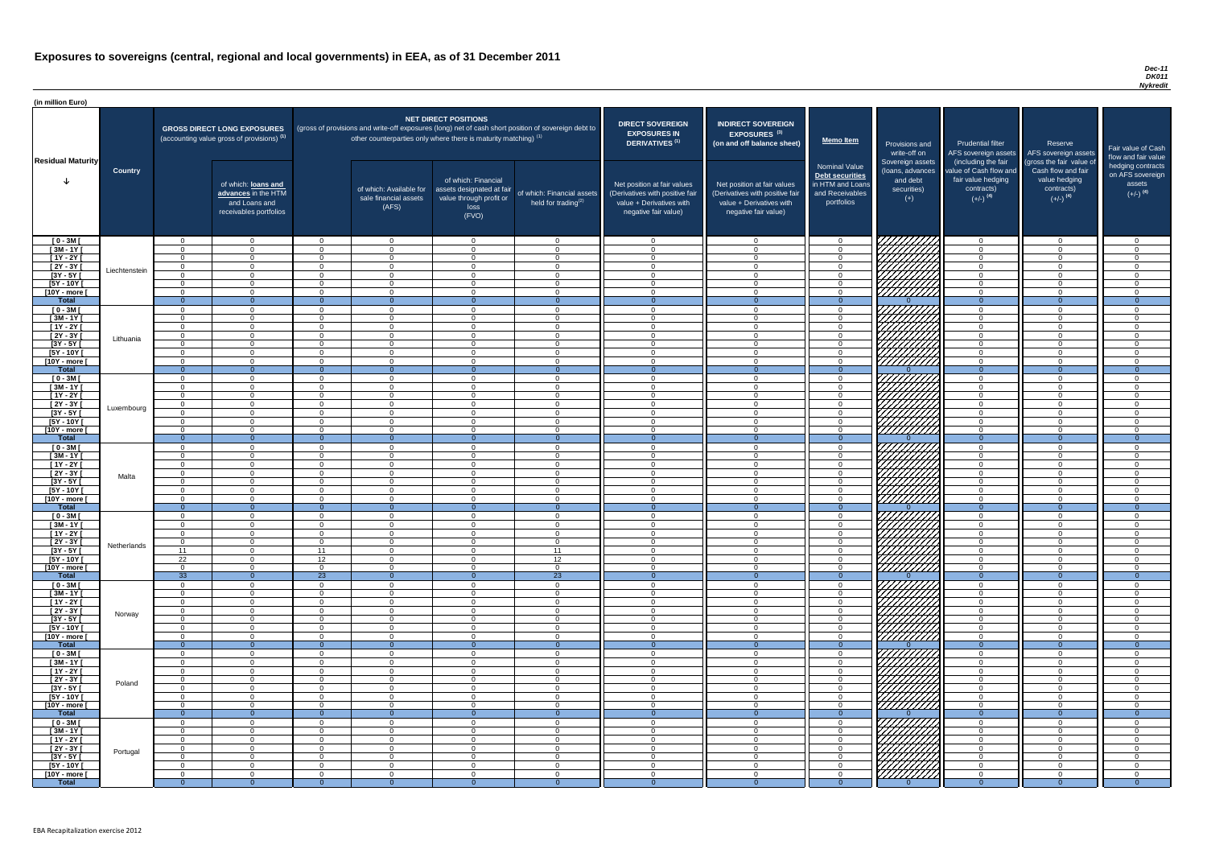# Exposures to sovereigns (central, regional and local governments) in EEA, as of 31 December 2011

*Dec-11*
*DK011*
*Nykredit*

(in million Euro)

| Residual Maturity | Country | GROSS DIRECT LONG EXPOSURES (accounting value gross of provisions) (1) | of which: loans and advances in the HTM and Loans and receivables portfolios | NET DIRECT POSITIONS (gross of provisions and write-off exposures (long) net of cash short position of sovereign debt to other counterparties only where there is maturity matching) (1) | of which: Available for sale financial assets (AFS) | of which: Financial assets designated at fair value through profit or loss (FVO) | of which: Financial assets held for trading(2) | DIRECT SOVEREIGN EXPOSURES IN DERIVATIVES (1) Net position at fair values (Derivatives with positive fair value + Derivatives with negative fair value) | INDIRECT SOVEREIGN EXPOSURES (3) (on and off balance sheet) Net position at fair values (Derivatives with positive fair value + Derivatives with negative fair value) | Memo Item: Nominal Value Debt securities in HTM and Loans and Receivables portfolios | Provisions and write-off on Sovereign assets (loans, advances and debt securities) (+) | Prudential filter AFS sovereign assets (including the fair value of Cash flow and fair value hedging contracts) (+/-) (4) | Reserve AFS sovereign assets (gross the fair value of Cash flow and fair value hedging contracts) (+/-) (4) | Fair value of Cash flow and fair value hedging contracts on AFS sovereign assets (+/-) (4) |
|---|---|---|---|---|---|---|---|---|---|---|---|---|---|---|
| [ 0 - 3M [ | Liechtenstein | 0 | 0 | 0 | 0 | 0 | 0 | 0 | 0 | 0 | | 0 | 0 | 0 |
| [ 3M - 1Y [ | | 0 | 0 | 0 | 0 | 0 | 0 | 0 | 0 | 0 | | 0 | 0 | 0 |
| [ 1Y - 2Y [ | | 0 | 0 | 0 | 0 | 0 | 0 | 0 | 0 | 0 | | 0 | 0 | 0 |
| [ 2Y - 3Y [ | | 0 | 0 | 0 | 0 | 0 | 0 | 0 | 0 | 0 | | 0 | 0 | 0 |
| [3Y - 5Y [ | | 0 | 0 | 0 | 0 | 0 | 0 | 0 | 0 | 0 | | 0 | 0 | 0 |
| [5Y - 10Y [ | | 0 | 0 | 0 | 0 | 0 | 0 | 0 | 0 | 0 | | 0 | 0 | 0 |
| [10Y - more [ | | 0 | 0 | 0 | 0 | 0 | 0 | 0 | 0 | 0 | | 0 | 0 | 0 |
| **Total** | | 0 | 0 | 0 | 0 | 0 | 0 | 0 | 0 | 0 | 0 | 0 | 0 | 0 |
| [ 0 - 3M [ | Lithuania | 0 | 0 | 0 | 0 | 0 | 0 | 0 | 0 | 0 | | 0 | 0 | 0 |
| [ 3M - 1Y [ | | 0 | 0 | 0 | 0 | 0 | 0 | 0 | 0 | 0 | | 0 | 0 | 0 |
| [ 1Y - 2Y [ | | 0 | 0 | 0 | 0 | 0 | 0 | 0 | 0 | 0 | | 0 | 0 | 0 |
| [ 2Y - 3Y [ | | 0 | 0 | 0 | 0 | 0 | 0 | 0 | 0 | 0 | | 0 | 0 | 0 |
| [3Y - 5Y [ | | 0 | 0 | 0 | 0 | 0 | 0 | 0 | 0 | 0 | | 0 | 0 | 0 |
| [5Y - 10Y [ | | 0 | 0 | 0 | 0 | 0 | 0 | 0 | 0 | 0 | | 0 | 0 | 0 |
| [10Y - more [ | | 0 | 0 | 0 | 0 | 0 | 0 | 0 | 0 | 0 | | 0 | 0 | 0 |
| **Total** | | 0 | 0 | 0 | 0 | 0 | 0 | 0 | 0 | 0 | 0 | 0 | 0 | 0 |
| [ 0 - 3M [ | Luxembourg | 0 | 0 | 0 | 0 | 0 | 0 | 0 | 0 | 0 | | 0 | 0 | 0 |
| [ 3M - 1Y [ | | 0 | 0 | 0 | 0 | 0 | 0 | 0 | 0 | 0 | | 0 | 0 | 0 |
| [ 1Y - 2Y [ | | 0 | 0 | 0 | 0 | 0 | 0 | 0 | 0 | 0 | | 0 | 0 | 0 |
| [ 2Y - 3Y [ | | 0 | 0 | 0 | 0 | 0 | 0 | 0 | 0 | 0 | | 0 | 0 | 0 |
| [3Y - 5Y [ | | 0 | 0 | 0 | 0 | 0 | 0 | 0 | 0 | 0 | | 0 | 0 | 0 |
| [5Y - 10Y [ | | 0 | 0 | 0 | 0 | 0 | 0 | 0 | 0 | 0 | | 0 | 0 | 0 |
| [10Y - more [ | | 0 | 0 | 0 | 0 | 0 | 0 | 0 | 0 | 0 | | 0 | 0 | 0 |
| **Total** | | 0 | 0 | 0 | 0 | 0 | 0 | 0 | 0 | 0 | 0 | 0 | 0 | 0 |
| [ 0 - 3M [ | Malta | 0 | 0 | 0 | 0 | 0 | 0 | 0 | 0 | 0 | | 0 | 0 | 0 |
| [ 3M - 1Y [ | | 0 | 0 | 0 | 0 | 0 | 0 | 0 | 0 | 0 | | 0 | 0 | 0 |
| [ 1Y - 2Y [ | | 0 | 0 | 0 | 0 | 0 | 0 | 0 | 0 | 0 | | 0 | 0 | 0 |
| [ 2Y - 3Y [ | | 0 | 0 | 0 | 0 | 0 | 0 | 0 | 0 | 0 | | 0 | 0 | 0 |
| [3Y - 5Y [ | | 0 | 0 | 0 | 0 | 0 | 0 | 0 | 0 | 0 | | 0 | 0 | 0 |
| [5Y - 10Y [ | | 0 | 0 | 0 | 0 | 0 | 0 | 0 | 0 | 0 | | 0 | 0 | 0 |
| [10Y - more [ | | 0 | 0 | 0 | 0 | 0 | 0 | 0 | 0 | 0 | | 0 | 0 | 0 |
| **Total** | | 0 | 0 | 0 | 0 | 0 | 0 | 0 | 0 | 0 | 0 | 0 | 0 | 0 |
| [ 0 - 3M [ | Netherlands | 0 | 0 | 0 | 0 | 0 | 0 | 0 | 0 | 0 | | 0 | 0 | 0 |
| [ 3M - 1Y [ | | 0 | 0 | 0 | 0 | 0 | 0 | 0 | 0 | 0 | | 0 | 0 | 0 |
| [ 1Y - 2Y [ | | 0 | 0 | 0 | 0 | 0 | 0 | 0 | 0 | 0 | | 0 | 0 | 0 |
| [ 2Y - 3Y [ | | 0 | 0 | 0 | 0 | 0 | 0 | 0 | 0 | 0 | | 0 | 0 | 0 |
| [3Y - 5Y [ | | 11 | 0 | 11 | 0 | 0 | 11 | 0 | 0 | 0 | | 0 | 0 | 0 |
| [5Y - 10Y [ | | 22 | 0 | 12 | 0 | 0 | 12 | 0 | 0 | 0 | | 0 | 0 | 0 |
| [10Y - more [ | | 0 | 0 | 0 | 0 | 0 | 0 | 0 | 0 | 0 | | 0 | 0 | 0 |
| **Total** | | 33 | 0 | 23 | 0 | 0 | 23 | 0 | 0 | 0 | 0 | 0 | 0 | 0 |
| [ 0 - 3M [ | Norway | 0 | 0 | 0 | 0 | 0 | 0 | 0 | 0 | 0 | | 0 | 0 | 0 |
| [ 3M - 1Y [ | | 0 | 0 | 0 | 0 | 0 | 0 | 0 | 0 | 0 | | 0 | 0 | 0 |
| [ 1Y - 2Y [ | | 0 | 0 | 0 | 0 | 0 | 0 | 0 | 0 | 0 | | 0 | 0 | 0 |
| [ 2Y - 3Y [ | | 0 | 0 | 0 | 0 | 0 | 0 | 0 | 0 | 0 | | 0 | 0 | 0 |
| [3Y - 5Y [ | | 0 | 0 | 0 | 0 | 0 | 0 | 0 | 0 | 0 | | 0 | 0 | 0 |
| [5Y - 10Y [ | | 0 | 0 | 0 | 0 | 0 | 0 | 0 | 0 | 0 | | 0 | 0 | 0 |
| [10Y - more [ | | 0 | 0 | 0 | 0 | 0 | 0 | 0 | 0 | 0 | | 0 | 0 | 0 |
| **Total** | | 0 | 0 | 0 | 0 | 0 | 0 | 0 | 0 | 0 | 0 | 0 | 0 | 0 |
| [ 0 - 3M [ | Poland | 0 | 0 | 0 | 0 | 0 | 0 | 0 | 0 | 0 | | 0 | 0 | 0 |
| [ 3M - 1Y [ | | 0 | 0 | 0 | 0 | 0 | 0 | 0 | 0 | 0 | | 0 | 0 | 0 |
| [ 1Y - 2Y [ | | 0 | 0 | 0 | 0 | 0 | 0 | 0 | 0 | 0 | | 0 | 0 | 0 |
| [ 2Y - 3Y [ | | 0 | 0 | 0 | 0 | 0 | 0 | 0 | 0 | 0 | | 0 | 0 | 0 |
| [3Y - 5Y [ | | 0 | 0 | 0 | 0 | 0 | 0 | 0 | 0 | 0 | | 0 | 0 | 0 |
| [5Y - 10Y [ | | 0 | 0 | 0 | 0 | 0 | 0 | 0 | 0 | 0 | | 0 | 0 | 0 |
| [10Y - more [ | | 0 | 0 | 0 | 0 | 0 | 0 | 0 | 0 | 0 | | 0 | 0 | 0 |
| **Total** | | 0 | 0 | 0 | 0 | 0 | 0 | 0 | 0 | 0 | 0 | 0 | 0 | 0 |
| [ 0 - 3M [ | Portugal | 0 | 0 | 0 | 0 | 0 | 0 | 0 | 0 | 0 | | 0 | 0 | 0 |
| [ 3M - 1Y [ | | 0 | 0 | 0 | 0 | 0 | 0 | 0 | 0 | 0 | | 0 | 0 | 0 |
| [ 1Y - 2Y [ | | 0 | 0 | 0 | 0 | 0 | 0 | 0 | 0 | 0 | | 0 | 0 | 0 |
| [ 2Y - 3Y [ | | 0 | 0 | 0 | 0 | 0 | 0 | 0 | 0 | 0 | | 0 | 0 | 0 |
| [3Y - 5Y [ | | 0 | 0 | 0 | 0 | 0 | 0 | 0 | 0 | 0 | | 0 | 0 | 0 |
| [5Y - 10Y [ | | 0 | 0 | 0 | 0 | 0 | 0 | 0 | 0 | 0 | | 0 | 0 | 0 |
| [10Y - more [ | | 0 | 0 | 0 | 0 | 0 | 0 | 0 | 0 | 0 | | 0 | 0 | 0 |
| **Total** | | 0 | 0 | 0 | 0 | 0 | 0 | 0 | 0 | 0 | 0 | 0 | 0 | 0 |

EBA Recapitalization exercise 2012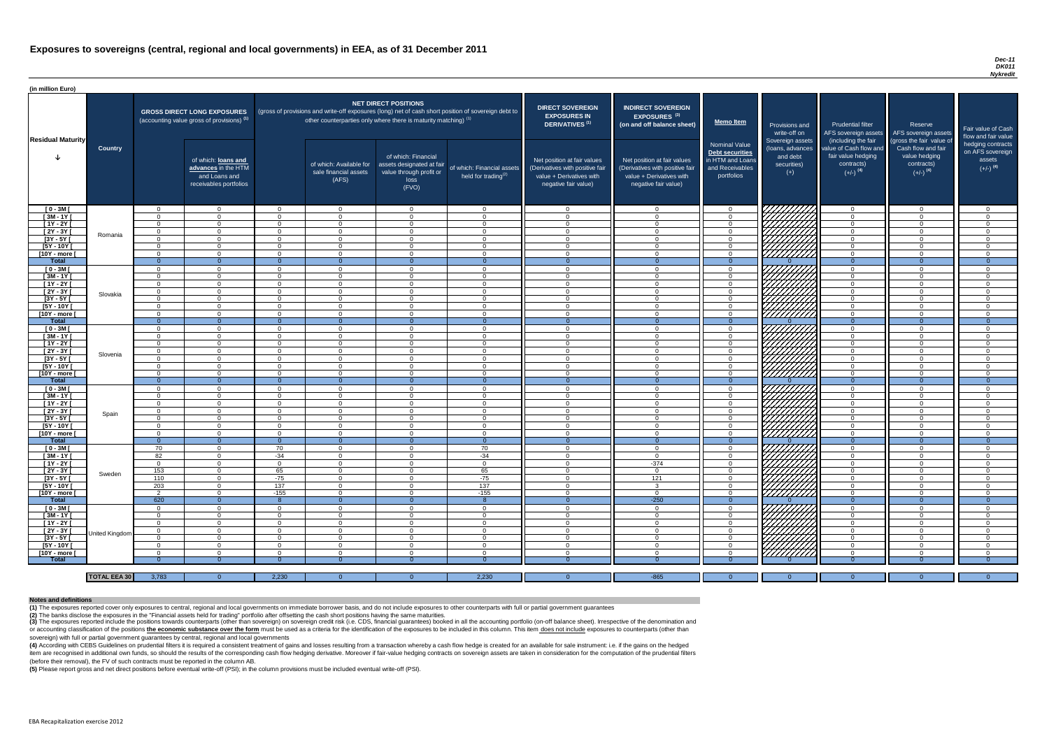# Exposures to sovereigns (central, regional and local governments) in EEA, as of 31 December 2011

*Dec-11*
*DK011*
*Nykredit*

(in million Euro)

| Residual Maturity | Country | GROSS DIRECT LONG EXPOSURES (accounting value gross of provisions) (1) | of which: loans and advances in the HTM and Loans and receivables portfolios | NET DIRECT POSITIONS (gross of provisions and write-off exposures (long) net of cash short position of sovereign debt to other counterparties only where there is maturity matching) (1) | of which: Available for sale financial assets (AFS) | of which: Financial assets designated at fair value through profit or loss (FVO) | of which: Financial assets held for trading(2) | DIRECT SOVEREIGN EXPOSURES IN DERIVATIVES (1) Net position at fair values (Derivatives with positive fair value + Derivatives with negative fair value) | INDIRECT SOVEREIGN EXPOSURES (3) (on and off balance sheet) Net position at fair values (Derivatives with positive fair value + Derivatives with negative fair value) | Memo Item Nominal Value Debt securities in HTM and Loans and Receivables portfolios | Provisions and write-off on Sovereign assets (loans, advances and debt securities) (+) | Prudential filter AFS sovereign assets (including the fair value of Cash flow and fair value hedging contracts) (+/-) (4) | Reserve AFS sovereign assets (gross the fair value of Cash flow and fair value hedging contracts) (+/-) (4) | Fair value of Cash flow and fair value hedging contracts on AFS sovereign assets (+/-) (4) |
|---|---|---|---|---|---|---|---|---|---|---|---|---|---|---|
| [ 0 - 3M [ | Romania | 0 | 0 | 0 | 0 | 0 | 0 | 0 | 0 | 0 | | 0 | 0 | 0 |
| [ 3M - 1Y [ | | 0 | 0 | 0 | 0 | 0 | 0 | 0 | 0 | 0 | | 0 | 0 | 0 |
| [ 1Y - 2Y [ | | 0 | 0 | 0 | 0 | 0 | 0 | 0 | 0 | 0 | | 0 | 0 | 0 |
| [ 2Y - 3Y [ | | 0 | 0 | 0 | 0 | 0 | 0 | 0 | 0 | 0 | | 0 | 0 | 0 |
| [3Y - 5Y [ | | 0 | 0 | 0 | 0 | 0 | 0 | 0 | 0 | 0 | | 0 | 0 | 0 |
| [5Y - 10Y [ | | 0 | 0 | 0 | 0 | 0 | 0 | 0 | 0 | 0 | | 0 | 0 | 0 |
| [10Y - more [ | | 0 | 0 | 0 | 0 | 0 | 0 | 0 | 0 | 0 | | 0 | 0 | 0 |
| **Total** | | 0 | 0 | 0 | 0 | 0 | 0 | 0 | 0 | 0 | 0 | 0 | 0 | 0 |
| [ 0 - 3M [ | Slovakia | 0 | 0 | 0 | 0 | 0 | 0 | 0 | 0 | 0 | | 0 | 0 | 0 |
| [ 3M - 1Y [ | | 0 | 0 | 0 | 0 | 0 | 0 | 0 | 0 | 0 | | 0 | 0 | 0 |
| [ 1Y - 2Y [ | | 0 | 0 | 0 | 0 | 0 | 0 | 0 | 0 | 0 | | 0 | 0 | 0 |
| [ 2Y - 3Y [ | | 0 | 0 | 0 | 0 | 0 | 0 | 0 | 0 | 0 | | 0 | 0 | 0 |
| [3Y - 5Y [ | | 0 | 0 | 0 | 0 | 0 | 0 | 0 | 0 | 0 | | 0 | 0 | 0 |
| [5Y - 10Y [ | | 0 | 0 | 0 | 0 | 0 | 0 | 0 | 0 | 0 | | 0 | 0 | 0 |
| [10Y - more [ | | 0 | 0 | 0 | 0 | 0 | 0 | 0 | 0 | 0 | | 0 | 0 | 0 |
| **Total** | | 0 | 0 | 0 | 0 | 0 | 0 | 0 | 0 | 0 | 0 | 0 | 0 | 0 |
| [ 0 - 3M [ | Slovenia | 0 | 0 | 0 | 0 | 0 | 0 | 0 | 0 | 0 | | 0 | 0 | 0 |
| [ 3M - 1Y [ | | 0 | 0 | 0 | 0 | 0 | 0 | 0 | 0 | 0 | | 0 | 0 | 0 |
| [ 1Y - 2Y [ | | 0 | 0 | 0 | 0 | 0 | 0 | 0 | 0 | 0 | | 0 | 0 | 0 |
| [ 2Y - 3Y [ | | 0 | 0 | 0 | 0 | 0 | 0 | 0 | 0 | 0 | | 0 | 0 | 0 |
| [3Y - 5Y [ | | 0 | 0 | 0 | 0 | 0 | 0 | 0 | 0 | 0 | | 0 | 0 | 0 |
| [5Y - 10Y [ | | 0 | 0 | 0 | 0 | 0 | 0 | 0 | 0 | 0 | | 0 | 0 | 0 |
| [10Y - more [ | | 0 | 0 | 0 | 0 | 0 | 0 | 0 | 0 | 0 | | 0 | 0 | 0 |
| **Total** | | 0 | 0 | 0 | 0 | 0 | 0 | 0 | 0 | 0 | 0 | 0 | 0 | 0 |
| [ 0 - 3M [ | Spain | 0 | 0 | 0 | 0 | 0 | 0 | 0 | 0 | 0 | | 0 | 0 | 0 |
| [ 3M - 1Y [ | | 0 | 0 | 0 | 0 | 0 | 0 | 0 | 0 | 0 | | 0 | 0 | 0 |
| [ 1Y - 2Y [ | | 0 | 0 | 0 | 0 | 0 | 0 | 0 | 0 | 0 | | 0 | 0 | 0 |
| [ 2Y - 3Y [ | | 0 | 0 | 0 | 0 | 0 | 0 | 0 | 0 | 0 | | 0 | 0 | 0 |
| [3Y - 5Y [ | | 0 | 0 | 0 | 0 | 0 | 0 | 0 | 0 | 0 | | 0 | 0 | 0 |
| [5Y - 10Y [ | | 0 | 0 | 0 | 0 | 0 | 0 | 0 | 0 | 0 | | 0 | 0 | 0 |
| [10Y - more [ | | 0 | 0 | 0 | 0 | 0 | 0 | 0 | 0 | 0 | | 0 | 0 | 0 |
| **Total** | | 0 | 0 | 0 | 0 | 0 | 0 | 0 | 0 | 0 | 0 | 0 | 0 | 0 |
| [ 0 - 3M [ | Sweden | 70 | 0 | 70 | 0 | 0 | 70 | 0 | 0 | 0 | | 0 | 0 | 0 |
| [ 3M - 1Y [ | | 82 | 0 | -34 | 0 | 0 | -34 | 0 | 0 | 0 | | 0 | 0 | 0 |
| [ 1Y - 2Y [ | | 0 | 0 | 0 | 0 | 0 | 0 | 0 | -374 | 0 | | 0 | 0 | 0 |
| [ 2Y - 3Y [ | | 153 | 0 | 65 | 0 | 0 | 65 | 0 | 0 | 0 | | 0 | 0 | 0 |
| [3Y - 5Y [ | | 110 | 0 | -75 | 0 | 0 | -75 | 0 | 121 | 0 | | 0 | 0 | 0 |
| [5Y - 10Y [ | | 203 | 0 | 137 | 0 | 0 | 137 | 0 | 3 | 0 | | 0 | 0 | 0 |
| [10Y - more [ | | 2 | 0 | -155 | 0 | 0 | -155 | 0 | 0 | 0 | | 0 | 0 | 0 |
| **Total** | | 620 | 0 | 8 | 0 | 0 | 8 | 0 | -250 | 0 | 0 | 0 | 0 | 0 |
| [ 0 - 3M [ | United Kingdom | 0 | 0 | 0 | 0 | 0 | 0 | 0 | 0 | 0 | | 0 | 0 | 0 |
| [ 3M - 1Y [ | | 0 | 0 | 0 | 0 | 0 | 0 | 0 | 0 | 0 | | 0 | 0 | 0 |
| [ 1Y - 2Y [ | | 0 | 0 | 0 | 0 | 0 | 0 | 0 | 0 | 0 | | 0 | 0 | 0 |
| [ 2Y - 3Y [ | | 0 | 0 | 0 | 0 | 0 | 0 | 0 | 0 | 0 | | 0 | 0 | 0 |
| [3Y - 5Y [ | | 0 | 0 | 0 | 0 | 0 | 0 | 0 | 0 | 0 | | 0 | 0 | 0 |
| [5Y - 10Y [ | | 0 | 0 | 0 | 0 | 0 | 0 | 0 | 0 | 0 | | 0 | 0 | 0 |
| [10Y - more [ | | 0 | 0 | 0 | 0 | 0 | 0 | 0 | 0 | 0 | | 0 | 0 | 0 |
| **Total** | | 0 | 0 | 0 | 0 | 0 | 0 | 0 | 0 | 0 | 0 | 0 | 0 | 0 |
| **TOTAL EEA 30** | | 3,783 | 0 | 2,230 | 0 | 0 | 2,230 | 0 | -865 | 0 | 0 | 0 | 0 | 0 |

**Notes and definitions**

**(1)** The exposures reported cover only exposures to central, regional and local governments on immediate borrower basis, and do not include exposures to other counterparts with full or partial government guarantees

**(2)** The banks disclose the exposures in the "Financial assets held for trading" portfolio after offsetting the cash short positions having the same maturities.

**(3)** The exposures reported include the positions towards counterparts (other than sovereign) on sovereign credit risk (i.e. CDS, financial guarantees) booked in all the accounting portfolio (on-off balance sheet). Irrespective of the denomination and or accounting classification of the positions **the economic substance over the form** must be used as a criteria for the identification of the exposures to be included in this column. This item does not include exposures to counterparts (other than sovereign) with full or partial government guarantees by central, regional and local governments

**(4)** According with CEBS Guidelines on prudential filters it is required a consistent treatment of gains and losses resulting from a transaction whereby a cash flow hedge is created for an available for sale instrument: i.e. if the gains on the hedged item are recognised in additional own funds, so should the results of the corresponding cash flow hedging derivative. Moreover if fair-value hedging contracts on sovereign assets are taken in consideration for the computation of the prudential filters (before their removal), the FV of such contracts must be reported in the column AB.

**(5)** Please report gross and net direct positions before eventual write-off (PSI); in the column provisions must be included eventual write-off (PSI).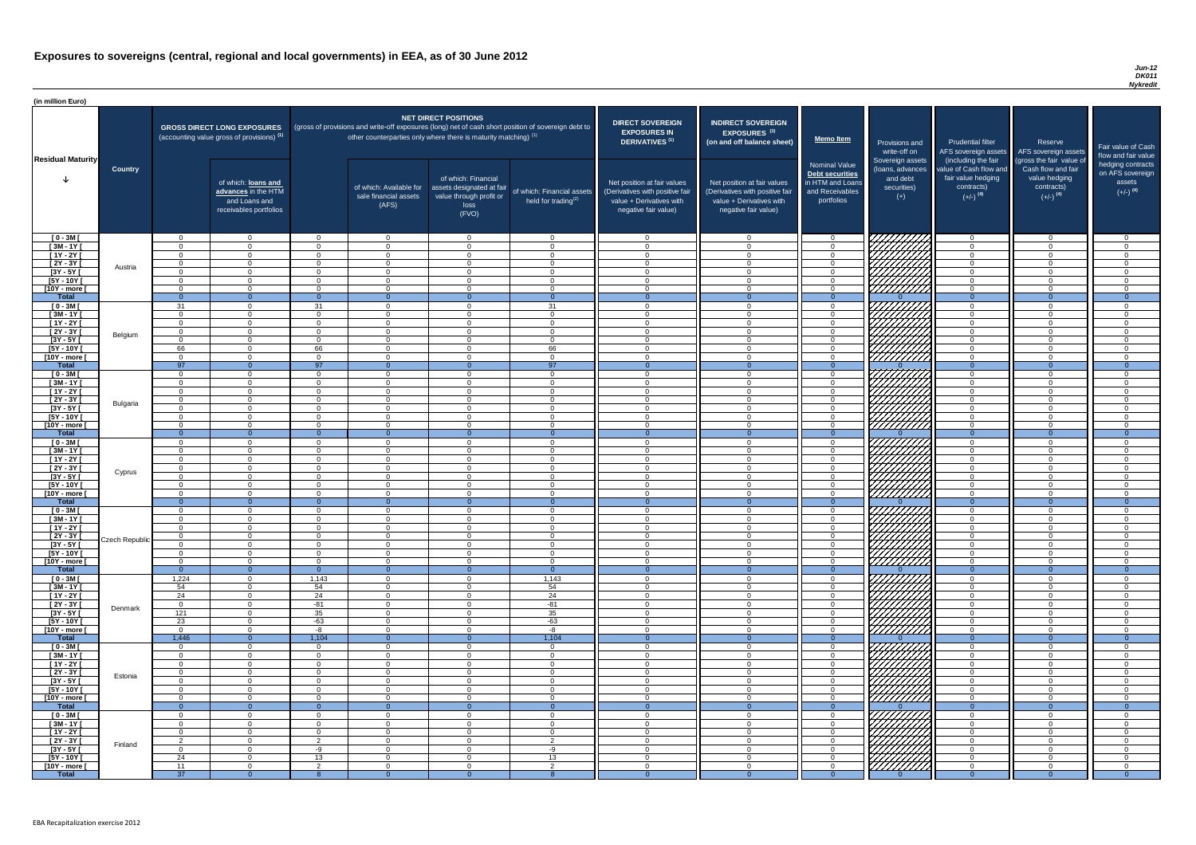# Exposures to sovereigns (central, regional and local governments) in EEA, as of 30 June 2012

Jun-12
DK011
Nykredit

(in million Euro)

| Residual Maturity | Country | GROSS DIRECT LONG EXPOSURES (accounting value gross of provisions) (1) | of which: loans and advances in the HTM and Loans and receivables portfolios | NET DIRECT POSITIONS (gross of provisions and write-off exposures (long) net of cash short position of sovereign debt to other counterparties only where there is maturity matching) (1) | of which: Available for sale financial assets (AFS) | of which: Financial assets designated at fair value through profit or loss (FVO) | of which: Financial assets held for trading(2) | DIRECT SOVEREIGN EXPOSURES IN DERIVATIVES (1) Net position at fair values (Derivatives with positive fair value + Derivatives with negative fair value) | INDIRECT SOVEREIGN EXPOSURES (3) (on and off balance sheet) Net position at fair values (Derivatives with positive fair value + Derivatives with negative fair value) | Memo Item: Nominal Value Debt securities in HTM and Loans and Receivables portfolios | Provisions and write-off on Sovereign assets (loans, advances and debt securities) (+) | Prudential filter AFS sovereign assets (including the fair value of Cash flow and fair value hedging contracts) (+/-) (4) | Reserve AFS sovereign assets (gross the fair value of Cash flow and fair value hedging contracts) (+/-) (4) | Fair value of Cash flow and fair value hedging contracts on AFS sovereign assets (+/-) (4) |
|---|---|---|---|---|---|---|---|---|---|---|---|---|---|---|
| [ 0 - 3M [ | Austria | 0 | 0 | 0 | 0 | 0 | 0 | 0 | 0 | 0 | | 0 | 0 | 0 |
| [ 3M - 1Y [ | | 0 | 0 | 0 | 0 | 0 | 0 | 0 | 0 | 0 | | 0 | 0 | 0 |
| [ 1Y - 2Y [ | | 0 | 0 | 0 | 0 | 0 | 0 | 0 | 0 | 0 | | 0 | 0 | 0 |
| [ 2Y - 3Y [ | | 0 | 0 | 0 | 0 | 0 | 0 | 0 | 0 | 0 | | 0 | 0 | 0 |
| [3Y - 5Y [ | | 0 | 0 | 0 | 0 | 0 | 0 | 0 | 0 | 0 | | 0 | 0 | 0 |
| [5Y - 10Y [ | | 0 | 0 | 0 | 0 | 0 | 0 | 0 | 0 | 0 | | 0 | 0 | 0 |
| [10Y - more [ | | 0 | 0 | 0 | 0 | 0 | 0 | 0 | 0 | 0 | | 0 | 0 | 0 |
| **Total** | | 0 | 0 | 0 | 0 | 0 | 0 | 0 | 0 | 0 | 0 | 0 | 0 | 0 |
| [ 0 - 3M [ | Belgium | 31 | 0 | 31 | 0 | 0 | 31 | 0 | 0 | 0 | | 0 | 0 | 0 |
| [ 3M - 1Y [ | | 0 | 0 | 0 | 0 | 0 | 0 | 0 | 0 | 0 | | 0 | 0 | 0 |
| [ 1Y - 2Y [ | | 0 | 0 | 0 | 0 | 0 | 0 | 0 | 0 | 0 | | 0 | 0 | 0 |
| [ 2Y - 3Y [ | | 0 | 0 | 0 | 0 | 0 | 0 | 0 | 0 | 0 | | 0 | 0 | 0 |
| [3Y - 5Y [ | | 0 | 0 | 0 | 0 | 0 | 0 | 0 | 0 | 0 | | 0 | 0 | 0 |
| [5Y - 10Y [ | | 66 | 0 | 66 | 0 | 0 | 66 | 0 | 0 | 0 | | 0 | 0 | 0 |
| [10Y - more [ | | 0 | 0 | 0 | 0 | 0 | 0 | 0 | 0 | 0 | | 0 | 0 | 0 |
| **Total** | | 97 | 0 | 97 | 0 | 0 | 97 | 0 | 0 | 0 | 0 | 0 | 0 | 0 |
| [ 0 - 3M [ | Bulgaria | 0 | 0 | 0 | 0 | 0 | 0 | 0 | 0 | 0 | | 0 | 0 | 0 |
| [ 3M - 1Y [ | | 0 | 0 | 0 | 0 | 0 | 0 | 0 | 0 | 0 | | 0 | 0 | 0 |
| [ 1Y - 2Y [ | | 0 | 0 | 0 | 0 | 0 | 0 | 0 | 0 | 0 | | 0 | 0 | 0 |
| [ 2Y - 3Y [ | | 0 | 0 | 0 | 0 | 0 | 0 | 0 | 0 | 0 | | 0 | 0 | 0 |
| [3Y - 5Y [ | | 0 | 0 | 0 | 0 | 0 | 0 | 0 | 0 | 0 | | 0 | 0 | 0 |
| [5Y - 10Y [ | | 0 | 0 | 0 | 0 | 0 | 0 | 0 | 0 | 0 | | 0 | 0 | 0 |
| [10Y - more [ | | 0 | 0 | 0 | 0 | 0 | 0 | 0 | 0 | 0 | | 0 | 0 | 0 |
| **Total** | | 0 | 0 | 0 | 0 | 0 | 0 | 0 | 0 | 0 | 0 | 0 | 0 | 0 |
| [ 0 - 3M [ | Cyprus | 0 | 0 | 0 | 0 | 0 | 0 | 0 | 0 | 0 | | 0 | 0 | 0 |
| [ 3M - 1Y [ | | 0 | 0 | 0 | 0 | 0 | 0 | 0 | 0 | 0 | | 0 | 0 | 0 |
| [ 1Y - 2Y [ | | 0 | 0 | 0 | 0 | 0 | 0 | 0 | 0 | 0 | | 0 | 0 | 0 |
| [ 2Y - 3Y [ | | 0 | 0 | 0 | 0 | 0 | 0 | 0 | 0 | 0 | | 0 | 0 | 0 |
| [3Y - 5Y [ | | 0 | 0 | 0 | 0 | 0 | 0 | 0 | 0 | 0 | | 0 | 0 | 0 |
| [5Y - 10Y [ | | 0 | 0 | 0 | 0 | 0 | 0 | 0 | 0 | 0 | | 0 | 0 | 0 |
| [10Y - more [ | | 0 | 0 | 0 | 0 | 0 | 0 | 0 | 0 | 0 | | 0 | 0 | 0 |
| **Total** | | 0 | 0 | 0 | 0 | 0 | 0 | 0 | 0 | 0 | 0 | 0 | 0 | 0 |
| [ 0 - 3M [ | Czech Republic | 0 | 0 | 0 | 0 | 0 | 0 | 0 | 0 | 0 | | 0 | 0 | 0 |
| [ 3M - 1Y [ | | 0 | 0 | 0 | 0 | 0 | 0 | 0 | 0 | 0 | | 0 | 0 | 0 |
| [ 1Y - 2Y [ | | 0 | 0 | 0 | 0 | 0 | 0 | 0 | 0 | 0 | | 0 | 0 | 0 |
| [ 2Y - 3Y [ | | 0 | 0 | 0 | 0 | 0 | 0 | 0 | 0 | 0 | | 0 | 0 | 0 |
| [3Y - 5Y [ | | 0 | 0 | 0 | 0 | 0 | 0 | 0 | 0 | 0 | | 0 | 0 | 0 |
| [5Y - 10Y [ | | 0 | 0 | 0 | 0 | 0 | 0 | 0 | 0 | 0 | | 0 | 0 | 0 |
| [10Y - more [ | | 0 | 0 | 0 | 0 | 0 | 0 | 0 | 0 | 0 | | 0 | 0 | 0 |
| **Total** | | 0 | 0 | 0 | 0 | 0 | 0 | 0 | 0 | 0 | 0 | 0 | 0 | 0 |
| [ 0 - 3M [ | Denmark | 1,224 | 0 | 1,143 | 0 | 0 | 1,143 | 0 | 0 | 0 | | 0 | 0 | 0 |
| [ 3M - 1Y [ | | 54 | 0 | 54 | 0 | 0 | 54 | 0 | 0 | 0 | | 0 | 0 | 0 |
| [ 1Y - 2Y [ | | 24 | 0 | 24 | 0 | 0 | 24 | 0 | 0 | 0 | | 0 | 0 | 0 |
| [ 2Y - 3Y [ | | 0 | 0 | -81 | 0 | 0 | -81 | 0 | 0 | 0 | | 0 | 0 | 0 |
| [3Y - 5Y [ | | 121 | 0 | 35 | 0 | 0 | 35 | 0 | 0 | 0 | | 0 | 0 | 0 |
| [5Y - 10Y [ | | 23 | 0 | -63 | 0 | 0 | -63 | 0 | 0 | 0 | | 0 | 0 | 0 |
| [10Y - more [ | | 0 | 0 | -8 | 0 | 0 | -8 | 0 | 0 | 0 | | 0 | 0 | 0 |
| **Total** | | 1,446 | 0 | 1,104 | 0 | 0 | 1,104 | 0 | 0 | 0 | 0 | 0 | 0 | 0 |
| [ 0 - 3M [ | Estonia | 0 | 0 | 0 | 0 | 0 | 0 | 0 | 0 | 0 | | 0 | 0 | 0 |
| [ 3M - 1Y [ | | 0 | 0 | 0 | 0 | 0 | 0 | 0 | 0 | 0 | | 0 | 0 | 0 |
| [ 1Y - 2Y [ | | 0 | 0 | 0 | 0 | 0 | 0 | 0 | 0 | 0 | | 0 | 0 | 0 |
| [ 2Y - 3Y [ | | 0 | 0 | 0 | 0 | 0 | 0 | 0 | 0 | 0 | | 0 | 0 | 0 |
| [3Y - 5Y [ | | 0 | 0 | 0 | 0 | 0 | 0 | 0 | 0 | 0 | | 0 | 0 | 0 |
| [5Y - 10Y [ | | 0 | 0 | 0 | 0 | 0 | 0 | 0 | 0 | 0 | | 0 | 0 | 0 |
| [10Y - more [ | | 0 | 0 | 0 | 0 | 0 | 0 | 0 | 0 | 0 | | 0 | 0 | 0 |
| **Total** | | 0 | 0 | 0 | 0 | 0 | 0 | 0 | 0 | 0 | 0 | 0 | 0 | 0 |
| [ 0 - 3M [ | Finland | 0 | 0 | 0 | 0 | 0 | 0 | 0 | 0 | 0 | | 0 | 0 | 0 |
| [ 3M - 1Y [ | | 0 | 0 | 0 | 0 | 0 | 0 | 0 | 0 | 0 | | 0 | 0 | 0 |
| [ 1Y - 2Y [ | | 0 | 0 | 0 | 0 | 0 | 0 | 0 | 0 | 0 | | 0 | 0 | 0 |
| [ 2Y - 3Y [ | | 2 | 0 | 2 | 0 | 0 | 2 | 0 | 0 | 0 | | 0 | 0 | 0 |
| [3Y - 5Y [ | | 0 | 0 | -9 | 0 | 0 | -9 | 0 | 0 | 0 | | 0 | 0 | 0 |
| [5Y - 10Y [ | | 24 | 0 | 13 | 0 | 0 | 13 | 0 | 0 | 0 | | 0 | 0 | 0 |
| [10Y - more [ | | 11 | 0 | 2 | 0 | 0 | 2 | 0 | 0 | 0 | | 0 | 0 | 0 |
| **Total** | | 37 | 0 | 8 | 0 | 0 | 8 | 0 | 0 | 0 | 0 | 0 | 0 | 0 |

EBA Recapitalization exercise 2012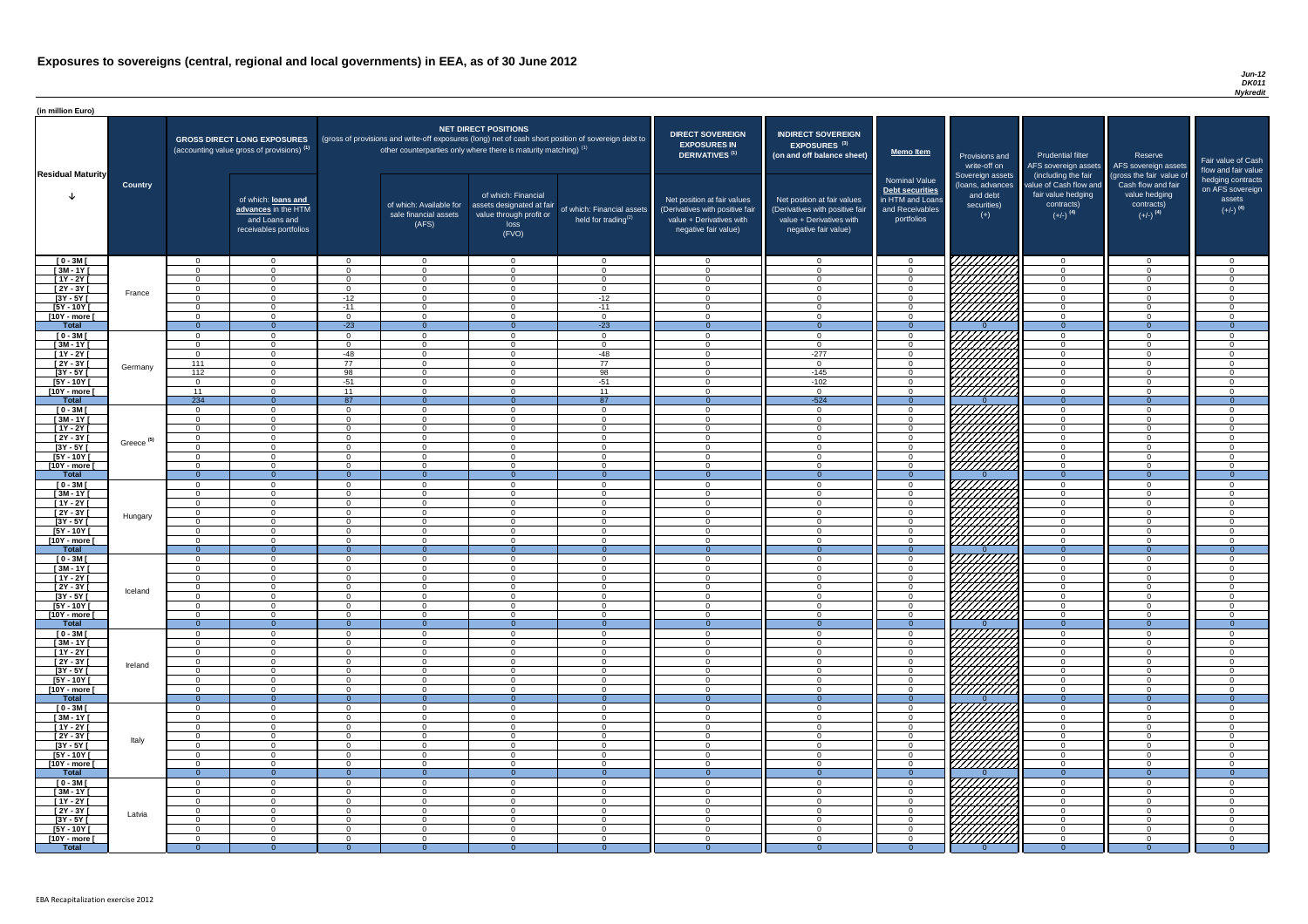# Exposures to sovereigns (central, regional and local governments) in EEA, as of 30 June 2012

*Jun-12*
*DK011*
*Nykredit*

(in million Euro)

| Residual Maturity | Country | GROSS DIRECT LONG EXPOSURES (accounting value gross of provisions) (1) | of which: loans and advances in the HTM and Loans and receivables portfolios | NET DIRECT POSITIONS (gross of provisions and write-off exposures (long) net of cash short position of sovereign debt to other counterparties only where there is maturity matching) (1) | of which: Available for sale financial assets (AFS) | of which: Financial assets designated at fair value through profit or loss (FVO) | of which: Financial assets held for trading(2) | DIRECT SOVEREIGN EXPOSURES IN DERIVATIVES (1) Net position at fair values (Derivatives with positive fair value + Derivatives with negative fair value) | INDIRECT SOVEREIGN EXPOSURES (3) (on and off balance sheet) Net position at fair values (Derivatives with positive fair value + Derivatives with negative fair value) | Memo Item: Nominal Value Debt securities in HTM and Loans and Receivables portfolios | Provisions and write-off on Sovereign assets (loans, advances and debt securities) (+) | Prudential filter AFS sovereign assets (including the fair value of Cash flow and fair value hedging contracts) (+/-) (4) | Reserve AFS sovereign assets (gross the fair value of Cash flow and fair value hedging contracts) (+/-) (4) | Fair value of Cash flow and fair value hedging contracts on AFS sovereign assets (+/-) (4) |
|---|---|---|---|---|---|---|---|---|---|---|---|---|---|---|
| [ 0 - 3M [ | France | 0 | 0 | 0 | 0 | 0 | 0 | 0 | 0 | 0 | | 0 | 0 | 0 |
| [ 3M - 1Y [ | | 0 | 0 | 0 | 0 | 0 | 0 | 0 | 0 | 0 | | 0 | 0 | 0 |
| [ 1Y - 2Y [ | | 0 | 0 | 0 | 0 | 0 | 0 | 0 | 0 | 0 | | 0 | 0 | 0 |
| [ 2Y - 3Y [ | | 0 | 0 | 0 | 0 | 0 | 0 | 0 | 0 | 0 | | 0 | 0 | 0 |
| [3Y - 5Y [ | | 0 | 0 | -12 | 0 | 0 | -12 | 0 | 0 | 0 | | 0 | 0 | 0 |
| [5Y - 10Y [ | | 0 | 0 | -11 | 0 | 0 | -11 | 0 | 0 | 0 | | 0 | 0 | 0 |
| [10Y - more [ | | 0 | 0 | 0 | 0 | 0 | 0 | 0 | 0 | 0 | | 0 | 0 | 0 |
| **Total** | | 0 | 0 | -23 | 0 | 0 | -23 | 0 | 0 | 0 | 0 | 0 | 0 | 0 |
| [ 0 - 3M [ | Germany | 0 | 0 | 0 | 0 | 0 | 0 | 0 | 0 | 0 | | 0 | 0 | 0 |
| [ 3M - 1Y [ | | 0 | 0 | 0 | 0 | 0 | 0 | 0 | 0 | 0 | | 0 | 0 | 0 |
| [ 1Y - 2Y [ | | 0 | 0 | -48 | 0 | 0 | -48 | 0 | -277 | 0 | | 0 | 0 | 0 |
| [ 2Y - 3Y [ | | 111 | 0 | 77 | 0 | 0 | 77 | 0 | 0 | 0 | | 0 | 0 | 0 |
| [3Y - 5Y [ | | 112 | 0 | 98 | 0 | 0 | 98 | 0 | -145 | 0 | | 0 | 0 | 0 |
| [5Y - 10Y [ | | 0 | 0 | -51 | 0 | 0 | -51 | 0 | -102 | 0 | | 0 | 0 | 0 |
| [10Y - more [ | | 11 | 0 | 11 | 0 | 0 | 11 | 0 | 0 | 0 | | 0 | 0 | 0 |
| **Total** | | 234 | 0 | 87 | 0 | 0 | 87 | 0 | -524 | 0 | 0 | 0 | 0 | 0 |
| [ 0 - 3M [ | Greece (5) | 0 | 0 | 0 | 0 | 0 | 0 | 0 | 0 | 0 | | 0 | 0 | 0 |
| [ 3M - 1Y [ | | 0 | 0 | 0 | 0 | 0 | 0 | 0 | 0 | 0 | | 0 | 0 | 0 |
| [ 1Y - 2Y [ | | 0 | 0 | 0 | 0 | 0 | 0 | 0 | 0 | 0 | | 0 | 0 | 0 |
| [ 2Y - 3Y [ | | 0 | 0 | 0 | 0 | 0 | 0 | 0 | 0 | 0 | | 0 | 0 | 0 |
| [3Y - 5Y [ | | 0 | 0 | 0 | 0 | 0 | 0 | 0 | 0 | 0 | | 0 | 0 | 0 |
| [5Y - 10Y [ | | 0 | 0 | 0 | 0 | 0 | 0 | 0 | 0 | 0 | | 0 | 0 | 0 |
| [10Y - more [ | | 0 | 0 | 0 | 0 | 0 | 0 | 0 | 0 | 0 | | 0 | 0 | 0 |
| **Total** | | 0 | 0 | 0 | 0 | 0 | 0 | 0 | 0 | 0 | 0 | 0 | 0 | 0 |
| [ 0 - 3M [ | Hungary | 0 | 0 | 0 | 0 | 0 | 0 | 0 | 0 | 0 | | 0 | 0 | 0 |
| [ 3M - 1Y [ | | 0 | 0 | 0 | 0 | 0 | 0 | 0 | 0 | 0 | | 0 | 0 | 0 |
| [ 1Y - 2Y [ | | 0 | 0 | 0 | 0 | 0 | 0 | 0 | 0 | 0 | | 0 | 0 | 0 |
| [ 2Y - 3Y [ | | 0 | 0 | 0 | 0 | 0 | 0 | 0 | 0 | 0 | | 0 | 0 | 0 |
| [3Y - 5Y [ | | 0 | 0 | 0 | 0 | 0 | 0 | 0 | 0 | 0 | | 0 | 0 | 0 |
| [5Y - 10Y [ | | 0 | 0 | 0 | 0 | 0 | 0 | 0 | 0 | 0 | | 0 | 0 | 0 |
| [10Y - more [ | | 0 | 0 | 0 | 0 | 0 | 0 | 0 | 0 | 0 | | 0 | 0 | 0 |
| **Total** | | 0 | 0 | 0 | 0 | 0 | 0 | 0 | 0 | 0 | 0 | 0 | 0 | 0 |
| [ 0 - 3M [ | Iceland | 0 | 0 | 0 | 0 | 0 | 0 | 0 | 0 | 0 | | 0 | 0 | 0 |
| [ 3M - 1Y [ | | 0 | 0 | 0 | 0 | 0 | 0 | 0 | 0 | 0 | | 0 | 0 | 0 |
| [ 1Y - 2Y [ | | 0 | 0 | 0 | 0 | 0 | 0 | 0 | 0 | 0 | | 0 | 0 | 0 |
| [ 2Y - 3Y [ | | 0 | 0 | 0 | 0 | 0 | 0 | 0 | 0 | 0 | | 0 | 0 | 0 |
| [3Y - 5Y [ | | 0 | 0 | 0 | 0 | 0 | 0 | 0 | 0 | 0 | | 0 | 0 | 0 |
| [5Y - 10Y [ | | 0 | 0 | 0 | 0 | 0 | 0 | 0 | 0 | 0 | | 0 | 0 | 0 |
| [10Y - more [ | | 0 | 0 | 0 | 0 | 0 | 0 | 0 | 0 | 0 | | 0 | 0 | 0 |
| **Total** | | 0 | 0 | 0 | 0 | 0 | 0 | 0 | 0 | 0 | 0 | 0 | 0 | 0 |
| [ 0 - 3M [ | Ireland | 0 | 0 | 0 | 0 | 0 | 0 | 0 | 0 | 0 | | 0 | 0 | 0 |
| [ 3M - 1Y [ | | 0 | 0 | 0 | 0 | 0 | 0 | 0 | 0 | 0 | | 0 | 0 | 0 |
| [ 1Y - 2Y [ | | 0 | 0 | 0 | 0 | 0 | 0 | 0 | 0 | 0 | | 0 | 0 | 0 |
| [ 2Y - 3Y [ | | 0 | 0 | 0 | 0 | 0 | 0 | 0 | 0 | 0 | | 0 | 0 | 0 |
| [3Y - 5Y [ | | 0 | 0 | 0 | 0 | 0 | 0 | 0 | 0 | 0 | | 0 | 0 | 0 |
| [5Y - 10Y [ | | 0 | 0 | 0 | 0 | 0 | 0 | 0 | 0 | 0 | | 0 | 0 | 0 |
| [10Y - more [ | | 0 | 0 | 0 | 0 | 0 | 0 | 0 | 0 | 0 | | 0 | 0 | 0 |
| **Total** | | 0 | 0 | 0 | 0 | 0 | 0 | 0 | 0 | 0 | 0 | 0 | 0 | 0 |
| [ 0 - 3M [ | Italy | 0 | 0 | 0 | 0 | 0 | 0 | 0 | 0 | 0 | | 0 | 0 | 0 |
| [ 3M - 1Y [ | | 0 | 0 | 0 | 0 | 0 | 0 | 0 | 0 | 0 | | 0 | 0 | 0 |
| [ 1Y - 2Y [ | | 0 | 0 | 0 | 0 | 0 | 0 | 0 | 0 | 0 | | 0 | 0 | 0 |
| [ 2Y - 3Y [ | | 0 | 0 | 0 | 0 | 0 | 0 | 0 | 0 | 0 | | 0 | 0 | 0 |
| [3Y - 5Y [ | | 0 | 0 | 0 | 0 | 0 | 0 | 0 | 0 | 0 | | 0 | 0 | 0 |
| [5Y - 10Y [ | | 0 | 0 | 0 | 0 | 0 | 0 | 0 | 0 | 0 | | 0 | 0 | 0 |
| [10Y - more [ | | 0 | 0 | 0 | 0 | 0 | 0 | 0 | 0 | 0 | | 0 | 0 | 0 |
| **Total** | | 0 | 0 | 0 | 0 | 0 | 0 | 0 | 0 | 0 | 0 | 0 | 0 | 0 |
| [ 0 - 3M [ | Latvia | 0 | 0 | 0 | 0 | 0 | 0 | 0 | 0 | 0 | | 0 | 0 | 0 |
| [ 3M - 1Y [ | | 0 | 0 | 0 | 0 | 0 | 0 | 0 | 0 | 0 | | 0 | 0 | 0 |
| [ 1Y - 2Y [ | | 0 | 0 | 0 | 0 | 0 | 0 | 0 | 0 | 0 | | 0 | 0 | 0 |
| [ 2Y - 3Y [ | | 0 | 0 | 0 | 0 | 0 | 0 | 0 | 0 | 0 | | 0 | 0 | 0 |
| [3Y - 5Y [ | | 0 | 0 | 0 | 0 | 0 | 0 | 0 | 0 | 0 | | 0 | 0 | 0 |
| [5Y - 10Y [ | | 0 | 0 | 0 | 0 | 0 | 0 | 0 | 0 | 0 | | 0 | 0 | 0 |
| [10Y - more [ | | 0 | 0 | 0 | 0 | 0 | 0 | 0 | 0 | 0 | | 0 | 0 | 0 |
| **Total** | | 0 | 0 | 0 | 0 | 0 | 0 | 0 | 0 | 0 | 0 | 0 | 0 | 0 |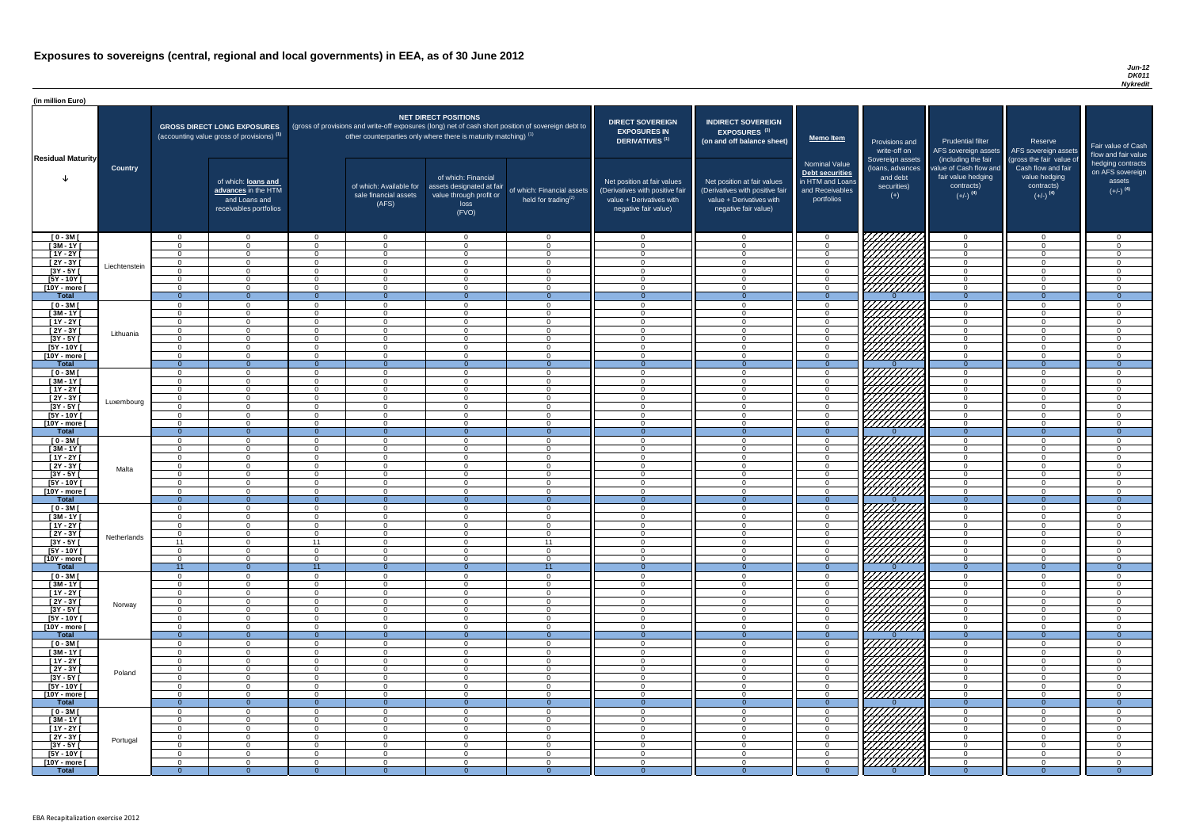# Exposures to sovereigns (central, regional and local governments) in EEA, as of 30 June 2012

*Jun-12*
*DK011*
*Nykredit*

(in million Euro)

| Residual Maturity | Country | GROSS DIRECT LONG EXPOSURES (accounting value gross of provisions) (1) | of which: loans and advances in the HTM and Loans and receivables portfolios | NET DIRECT POSITIONS (gross of provisions and write-off exposures (long) net of cash short position of sovereign debt to other counterparties only where there is maturity matching) (1) | of which: Available for sale financial assets (AFS) | of which: Financial assets designated at fair value through profit or loss (FVO) | of which: Financial assets held for trading (2) | DIRECT SOVEREIGN EXPOSURES IN DERIVATIVES (1) Net position at fair values (Derivatives with positive fair value + Derivatives with negative fair value) | INDIRECT SOVEREIGN EXPOSURES (3) (on and off balance sheet) Net position at fair values (Derivatives with positive fair value + Derivatives with negative fair value) | Memo Item: Nominal Value Debt securities in HTM and Loans and Receivables portfolios | Provisions and write-off on Sovereign assets (loans, advances and debt securities) (+) | Prudential filter AFS sovereign assets (including the fair value of Cash flow and fair value hedging contracts) (+/-) (4) | Reserve AFS sovereign assets (gross the fair value of Cash flow and fair value hedging contracts) (+/-) (4) | Fair value of Cash flow and fair value hedging contracts on AFS sovereign assets (+/-) (4) |
|---|---|---|---|---|---|---|---|---|---|---|---|---|---|---|
| [ 0 - 3M [ | Liechtenstein | 0 | 0 | 0 | 0 | 0 | 0 | 0 | 0 | 0 | | 0 | 0 | 0 |
| [ 3M - 1Y [ | | 0 | 0 | 0 | 0 | 0 | 0 | 0 | 0 | 0 | | 0 | 0 | 0 |
| [ 1Y - 2Y [ | | 0 | 0 | 0 | 0 | 0 | 0 | 0 | 0 | 0 | | 0 | 0 | 0 |
| [ 2Y - 3Y [ | | 0 | 0 | 0 | 0 | 0 | 0 | 0 | 0 | 0 | | 0 | 0 | 0 |
| [3Y - 5Y [ | | 0 | 0 | 0 | 0 | 0 | 0 | 0 | 0 | 0 | | 0 | 0 | 0 |
| [5Y - 10Y [ | | 0 | 0 | 0 | 0 | 0 | 0 | 0 | 0 | 0 | | 0 | 0 | 0 |
| [10Y - more [ | | 0 | 0 | 0 | 0 | 0 | 0 | 0 | 0 | 0 | | 0 | 0 | 0 |
| **Total** | | 0 | 0 | 0 | 0 | 0 | 0 | 0 | 0 | 0 | 0 | 0 | 0 | 0 |
| [ 0 - 3M [ | Lithuania | 0 | 0 | 0 | 0 | 0 | 0 | 0 | 0 | 0 | | 0 | 0 | 0 |
| [ 3M - 1Y [ | | 0 | 0 | 0 | 0 | 0 | 0 | 0 | 0 | 0 | | 0 | 0 | 0 |
| [ 1Y - 2Y [ | | 0 | 0 | 0 | 0 | 0 | 0 | 0 | 0 | 0 | | 0 | 0 | 0 |
| [ 2Y - 3Y [ | | 0 | 0 | 0 | 0 | 0 | 0 | 0 | 0 | 0 | | 0 | 0 | 0 |
| [3Y - 5Y [ | | 0 | 0 | 0 | 0 | 0 | 0 | 0 | 0 | 0 | | 0 | 0 | 0 |
| [5Y - 10Y [ | | 0 | 0 | 0 | 0 | 0 | 0 | 0 | 0 | 0 | | 0 | 0 | 0 |
| [10Y - more [ | | 0 | 0 | 0 | 0 | 0 | 0 | 0 | 0 | 0 | | 0 | 0 | 0 |
| **Total** | | 0 | 0 | 0 | 0 | 0 | 0 | 0 | 0 | 0 | 0 | 0 | 0 | 0 |
| [ 0 - 3M [ | Luxembourg | 0 | 0 | 0 | 0 | 0 | 0 | 0 | 0 | 0 | | 0 | 0 | 0 |
| [ 3M - 1Y [ | | 0 | 0 | 0 | 0 | 0 | 0 | 0 | 0 | 0 | | 0 | 0 | 0 |
| [ 1Y - 2Y [ | | 0 | 0 | 0 | 0 | 0 | 0 | 0 | 0 | 0 | | 0 | 0 | 0 |
| [ 2Y - 3Y [ | | 0 | 0 | 0 | 0 | 0 | 0 | 0 | 0 | 0 | | 0 | 0 | 0 |
| [3Y - 5Y [ | | 0 | 0 | 0 | 0 | 0 | 0 | 0 | 0 | 0 | | 0 | 0 | 0 |
| [5Y - 10Y [ | | 0 | 0 | 0 | 0 | 0 | 0 | 0 | 0 | 0 | | 0 | 0 | 0 |
| [10Y - more [ | | 0 | 0 | 0 | 0 | 0 | 0 | 0 | 0 | 0 | | 0 | 0 | 0 |
| **Total** | | 0 | 0 | 0 | 0 | 0 | 0 | 0 | 0 | 0 | 0 | 0 | 0 | 0 |
| [ 0 - 3M [ | Malta | 0 | 0 | 0 | 0 | 0 | 0 | 0 | 0 | 0 | | 0 | 0 | 0 |
| [ 3M - 1Y [ | | 0 | 0 | 0 | 0 | 0 | 0 | 0 | 0 | 0 | | 0 | 0 | 0 |
| [ 1Y - 2Y [ | | 0 | 0 | 0 | 0 | 0 | 0 | 0 | 0 | 0 | | 0 | 0 | 0 |
| [ 2Y - 3Y [ | | 0 | 0 | 0 | 0 | 0 | 0 | 0 | 0 | 0 | | 0 | 0 | 0 |
| [3Y - 5Y [ | | 0 | 0 | 0 | 0 | 0 | 0 | 0 | 0 | 0 | | 0 | 0 | 0 |
| [5Y - 10Y [ | | 0 | 0 | 0 | 0 | 0 | 0 | 0 | 0 | 0 | | 0 | 0 | 0 |
| [10Y - more [ | | 0 | 0 | 0 | 0 | 0 | 0 | 0 | 0 | 0 | | 0 | 0 | 0 |
| **Total** | | 0 | 0 | 0 | 0 | 0 | 0 | 0 | 0 | 0 | 0 | 0 | 0 | 0 |
| [ 0 - 3M [ | Netherlands | 0 | 0 | 0 | 0 | 0 | 0 | 0 | 0 | 0 | | 0 | 0 | 0 |
| [ 3M - 1Y [ | | 0 | 0 | 0 | 0 | 0 | 0 | 0 | 0 | 0 | | 0 | 0 | 0 |
| [ 1Y - 2Y [ | | 0 | 0 | 0 | 0 | 0 | 0 | 0 | 0 | 0 | | 0 | 0 | 0 |
| [ 2Y - 3Y [ | | 0 | 0 | 0 | 0 | 0 | 0 | 0 | 0 | 0 | | 0 | 0 | 0 |
| [3Y - 5Y [ | | 11 | 0 | 11 | 0 | 0 | 11 | 0 | 0 | 0 | | 0 | 0 | 0 |
| [5Y - 10Y [ | | 0 | 0 | 0 | 0 | 0 | 0 | 0 | 0 | 0 | | 0 | 0 | 0 |
| [10Y - more [ | | 0 | 0 | 0 | 0 | 0 | 0 | 0 | 0 | 0 | | 0 | 0 | 0 |
| **Total** | | 11 | 0 | 11 | 0 | 0 | 11 | 0 | 0 | 0 | 0 | 0 | 0 | 0 |
| [ 0 - 3M [ | Norway | 0 | 0 | 0 | 0 | 0 | 0 | 0 | 0 | 0 | | 0 | 0 | 0 |
| [ 3M - 1Y [ | | 0 | 0 | 0 | 0 | 0 | 0 | 0 | 0 | 0 | | 0 | 0 | 0 |
| [ 1Y - 2Y [ | | 0 | 0 | 0 | 0 | 0 | 0 | 0 | 0 | 0 | | 0 | 0 | 0 |
| [ 2Y - 3Y [ | | 0 | 0 | 0 | 0 | 0 | 0 | 0 | 0 | 0 | | 0 | 0 | 0 |
| [3Y - 5Y [ | | 0 | 0 | 0 | 0 | 0 | 0 | 0 | 0 | 0 | | 0 | 0 | 0 |
| [5Y - 10Y [ | | 0 | 0 | 0 | 0 | 0 | 0 | 0 | 0 | 0 | | 0 | 0 | 0 |
| [10Y - more [ | | 0 | 0 | 0 | 0 | 0 | 0 | 0 | 0 | 0 | | 0 | 0 | 0 |
| **Total** | | 0 | 0 | 0 | 0 | 0 | 0 | 0 | 0 | 0 | 0 | 0 | 0 | 0 |
| [ 0 - 3M [ | Poland | 0 | 0 | 0 | 0 | 0 | 0 | 0 | 0 | 0 | | 0 | 0 | 0 |
| [ 3M - 1Y [ | | 0 | 0 | 0 | 0 | 0 | 0 | 0 | 0 | 0 | | 0 | 0 | 0 |
| [ 1Y - 2Y [ | | 0 | 0 | 0 | 0 | 0 | 0 | 0 | 0 | 0 | | 0 | 0 | 0 |
| [ 2Y - 3Y [ | | 0 | 0 | 0 | 0 | 0 | 0 | 0 | 0 | 0 | | 0 | 0 | 0 |
| [3Y - 5Y [ | | 0 | 0 | 0 | 0 | 0 | 0 | 0 | 0 | 0 | | 0 | 0 | 0 |
| [5Y - 10Y [ | | 0 | 0 | 0 | 0 | 0 | 0 | 0 | 0 | 0 | | 0 | 0 | 0 |
| [10Y - more [ | | 0 | 0 | 0 | 0 | 0 | 0 | 0 | 0 | 0 | | 0 | 0 | 0 |
| **Total** | | 0 | 0 | 0 | 0 | 0 | 0 | 0 | 0 | 0 | 0 | 0 | 0 | 0 |
| [ 0 - 3M [ | Portugal | 0 | 0 | 0 | 0 | 0 | 0 | 0 | 0 | 0 | | 0 | 0 | 0 |
| [ 3M - 1Y [ | | 0 | 0 | 0 | 0 | 0 | 0 | 0 | 0 | 0 | | 0 | 0 | 0 |
| [ 1Y - 2Y [ | | 0 | 0 | 0 | 0 | 0 | 0 | 0 | 0 | 0 | | 0 | 0 | 0 |
| [ 2Y - 3Y [ | | 0 | 0 | 0 | 0 | 0 | 0 | 0 | 0 | 0 | | 0 | 0 | 0 |
| [3Y - 5Y [ | | 0 | 0 | 0 | 0 | 0 | 0 | 0 | 0 | 0 | | 0 | 0 | 0 |
| [5Y - 10Y [ | | 0 | 0 | 0 | 0 | 0 | 0 | 0 | 0 | 0 | | 0 | 0 | 0 |
| [10Y - more [ | | 0 | 0 | 0 | 0 | 0 | 0 | 0 | 0 | 0 | | 0 | 0 | 0 |
| **Total** | | 0 | 0 | 0 | 0 | 0 | 0 | 0 | 0 | 0 | 0 | 0 | 0 | 0 |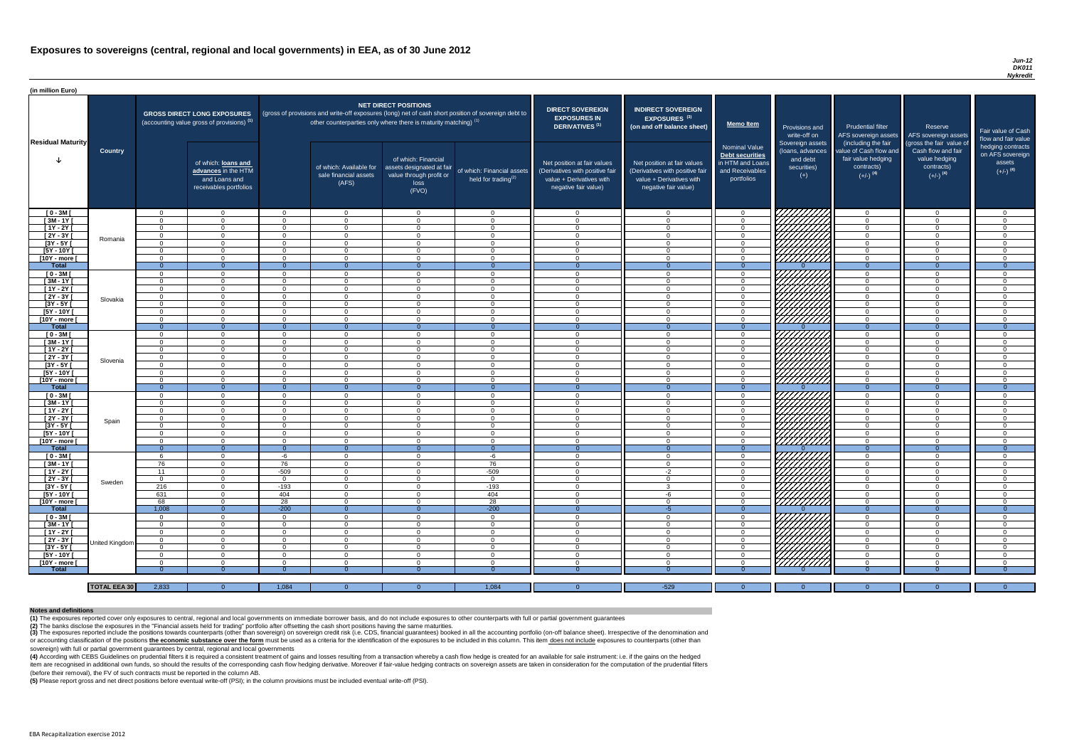# Exposures to sovereigns (central, regional and local governments) in EEA, as of 30 June 2012

*Jun-12*
*DK011*
*Nykredit*

(in million Euro)

| Residual Maturity | Country | GROSS DIRECT LONG EXPOSURES (accounting value gross of provisions) (1) | of which: loans and advances in the HTM and Loans and receivables portfolios | NET DIRECT POSITIONS (gross of provisions and write-off exposures (long) net of cash short position of sovereign debt to other counterparties only where there is maturity matching) (1) | of which: Available for sale financial assets (AFS) | of which: Financial assets designated at fair value through profit or loss (FVO) | of which: Financial assets held for trading(2) | DIRECT SOVEREIGN EXPOSURES IN DERIVATIVES (1) Net position at fair values (Derivatives with positive fair value + Derivatives with negative fair value) | INDIRECT SOVEREIGN EXPOSURES (3) (on and off balance sheet) Net position at fair values (Derivatives with positive fair value + Derivatives with negative fair value) | Memo Item Nominal Value Debt securities in HTM and Loans and Receivables portfolios | Provisions and write-off on Sovereign assets (loans, advances and debt securities) (+) | Prudential filter AFS sovereign assets (including the fair value of Cash flow and fair value hedging contracts) (+/-) (4) | Reserve AFS sovereign assets (gross the fair value of Cash flow and fair value hedging contracts) (+/-) (4) | Fair value of Cash flow and fair value hedging contracts on AFS sovereign assets (+/-) (4) |
|---|---|---|---|---|---|---|---|---|---|---|---|---|---|---|
| [ 0 - 3M [ | Romania | 0 | 0 | 0 | 0 | 0 | 0 | 0 | 0 | 0 | | 0 | 0 | 0 |
| [ 3M - 1Y [ | | 0 | 0 | 0 | 0 | 0 | 0 | 0 | 0 | 0 | | 0 | 0 | 0 |
| [ 1Y - 2Y [ | | 0 | 0 | 0 | 0 | 0 | 0 | 0 | 0 | 0 | | 0 | 0 | 0 |
| [ 2Y - 3Y [ | | 0 | 0 | 0 | 0 | 0 | 0 | 0 | 0 | 0 | | 0 | 0 | 0 |
| [3Y - 5Y [ | | 0 | 0 | 0 | 0 | 0 | 0 | 0 | 0 | 0 | | 0 | 0 | 0 |
| [5Y - 10Y [ | | 0 | 0 | 0 | 0 | 0 | 0 | 0 | 0 | 0 | | 0 | 0 | 0 |
| [10Y - more [ | | 0 | 0 | 0 | 0 | 0 | 0 | 0 | 0 | 0 | | 0 | 0 | 0 |
| **Total** | | 0 | 0 | 0 | 0 | 0 | 0 | 0 | 0 | 0 | 0 | 0 | 0 | 0 |
| [ 0 - 3M [ | Slovakia | 0 | 0 | 0 | 0 | 0 | 0 | 0 | 0 | 0 | | 0 | 0 | 0 |
| [ 3M - 1Y [ | | 0 | 0 | 0 | 0 | 0 | 0 | 0 | 0 | 0 | | 0 | 0 | 0 |
| [ 1Y - 2Y [ | | 0 | 0 | 0 | 0 | 0 | 0 | 0 | 0 | 0 | | 0 | 0 | 0 |
| [ 2Y - 3Y [ | | 0 | 0 | 0 | 0 | 0 | 0 | 0 | 0 | 0 | | 0 | 0 | 0 |
| [3Y - 5Y [ | | 0 | 0 | 0 | 0 | 0 | 0 | 0 | 0 | 0 | | 0 | 0 | 0 |
| [5Y - 10Y [ | | 0 | 0 | 0 | 0 | 0 | 0 | 0 | 0 | 0 | | 0 | 0 | 0 |
| [10Y - more [ | | 0 | 0 | 0 | 0 | 0 | 0 | 0 | 0 | 0 | | 0 | 0 | 0 |
| **Total** | | 0 | 0 | 0 | 0 | 0 | 0 | 0 | 0 | 0 | 0 | 0 | 0 | 0 |
| [ 0 - 3M [ | Slovenia | 0 | 0 | 0 | 0 | 0 | 0 | 0 | 0 | 0 | | 0 | 0 | 0 |
| [ 3M - 1Y [ | | 0 | 0 | 0 | 0 | 0 | 0 | 0 | 0 | 0 | | 0 | 0 | 0 |
| [ 1Y - 2Y [ | | 0 | 0 | 0 | 0 | 0 | 0 | 0 | 0 | 0 | | 0 | 0 | 0 |
| [ 2Y - 3Y [ | | 0 | 0 | 0 | 0 | 0 | 0 | 0 | 0 | 0 | | 0 | 0 | 0 |
| [3Y - 5Y [ | | 0 | 0 | 0 | 0 | 0 | 0 | 0 | 0 | 0 | | 0 | 0 | 0 |
| [5Y - 10Y [ | | 0 | 0 | 0 | 0 | 0 | 0 | 0 | 0 | 0 | | 0 | 0 | 0 |
| [10Y - more [ | | 0 | 0 | 0 | 0 | 0 | 0 | 0 | 0 | 0 | | 0 | 0 | 0 |
| **Total** | | 0 | 0 | 0 | 0 | 0 | 0 | 0 | 0 | 0 | 0 | 0 | 0 | 0 |
| [ 0 - 3M [ | Spain | 0 | 0 | 0 | 0 | 0 | 0 | 0 | 0 | 0 | | 0 | 0 | 0 |
| [ 3M - 1Y [ | | 0 | 0 | 0 | 0 | 0 | 0 | 0 | 0 | 0 | | 0 | 0 | 0 |
| [ 1Y - 2Y [ | | 0 | 0 | 0 | 0 | 0 | 0 | 0 | 0 | 0 | | 0 | 0 | 0 |
| [ 2Y - 3Y [ | | 0 | 0 | 0 | 0 | 0 | 0 | 0 | 0 | 0 | | 0 | 0 | 0 |
| [3Y - 5Y [ | | 0 | 0 | 0 | 0 | 0 | 0 | 0 | 0 | 0 | | 0 | 0 | 0 |
| [5Y - 10Y [ | | 0 | 0 | 0 | 0 | 0 | 0 | 0 | 0 | 0 | | 0 | 0 | 0 |
| [10Y - more [ | | 0 | 0 | 0 | 0 | 0 | 0 | 0 | 0 | 0 | | 0 | 0 | 0 |
| **Total** | | 0 | 0 | 0 | 0 | 0 | 0 | 0 | 0 | 0 | 0 | 0 | 0 | 0 |
| [ 0 - 3M [ | Sweden | 6 | 0 | -6 | 0 | 0 | -6 | 0 | 0 | 0 | | 0 | 0 | 0 |
| [ 3M - 1Y [ | | 76 | 0 | 76 | 0 | 0 | 76 | 0 | 0 | 0 | | 0 | 0 | 0 |
| [ 1Y - 2Y [ | | 11 | 0 | -509 | 0 | 0 | -509 | 0 | -2 | 0 | | 0 | 0 | 0 |
| [ 2Y - 3Y [ | | 0 | 0 | 0 | 0 | 0 | 0 | 0 | 0 | 0 | | 0 | 0 | 0 |
| [3Y - 5Y [ | | 216 | 0 | -193 | 0 | 0 | -193 | 0 | 3 | 0 | | 0 | 0 | 0 |
| [5Y - 10Y [ | | 631 | 0 | 404 | 0 | 0 | 404 | 0 | -6 | 0 | | 0 | 0 | 0 |
| [10Y - more [ | | 68 | 0 | 28 | 0 | 0 | 28 | 0 | 0 | 0 | | 0 | 0 | 0 |
| **Total** | | 1,008 | 0 | -200 | 0 | 0 | -200 | 0 | -5 | 0 | 0 | 0 | 0 | 0 |
| [ 0 - 3M [ | United Kingdom | 0 | 0 | 0 | 0 | 0 | 0 | 0 | 0 | 0 | | 0 | 0 | 0 |
| [ 3M - 1Y [ | | 0 | 0 | 0 | 0 | 0 | 0 | 0 | 0 | 0 | | 0 | 0 | 0 |
| [ 1Y - 2Y [ | | 0 | 0 | 0 | 0 | 0 | 0 | 0 | 0 | 0 | | 0 | 0 | 0 |
| [ 2Y - 3Y [ | | 0 | 0 | 0 | 0 | 0 | 0 | 0 | 0 | 0 | | 0 | 0 | 0 |
| [3Y - 5Y [ | | 0 | 0 | 0 | 0 | 0 | 0 | 0 | 0 | 0 | | 0 | 0 | 0 |
| [5Y - 10Y [ | | 0 | 0 | 0 | 0 | 0 | 0 | 0 | 0 | 0 | | 0 | 0 | 0 |
| [10Y - more [ | | 0 | 0 | 0 | 0 | 0 | 0 | 0 | 0 | 0 | | 0 | 0 | 0 |
| **Total** | | 0 | 0 | 0 | 0 | 0 | 0 | 0 | 0 | 0 | 0 | 0 | 0 | 0 |
| **TOTAL EEA 30** | | 2,833 | 0 | 1,084 | 0 | 0 | 1,084 | 0 | -529 | 0 | 0 | 0 | 0 | 0 |

**Notes and definitions**

**(1)** The exposures reported cover only exposures to central, regional and local governments on immediate borrower basis, and do not include exposures to other counterparts with full or partial government guarantees

**(2)** The banks disclose the exposures in the "Financial assets held for trading" portfolio after offsetting the cash short positions having the same maturities.

**(3)** The exposures reported include the positions towards counterparts (other than sovereign) on sovereign credit risk (i.e. CDS, financial guarantees) booked in all the accounting portfolio (on-off balance sheet). Irrespective of the denomination and or accounting classification of the positions **the economic substance over the form** must be used as a criteria for the identification of the exposures to be included in this column. This item does not include exposures to counterparts (other than sovereign) with full or partial government guarantees by central, regional and local governments

**(4)** According with CEBS Guidelines on prudential filters it is required a consistent treatment of gains and losses resulting from a transaction whereby a cash flow hedge is created for an available for sale instrument: i.e. if the gains on the hedged item are recognised in additional own funds, so should the results of the corresponding cash flow hedging derivative. Moreover if fair-value hedging contracts on sovereign assets are taken in consideration for the computation of the prudential filters (before their removal), the FV of such contracts must be reported in the column AB.

**(5)** Please report gross and net direct positions before eventual write-off (PSI); in the column provisions must be included eventual write-off (PSI).